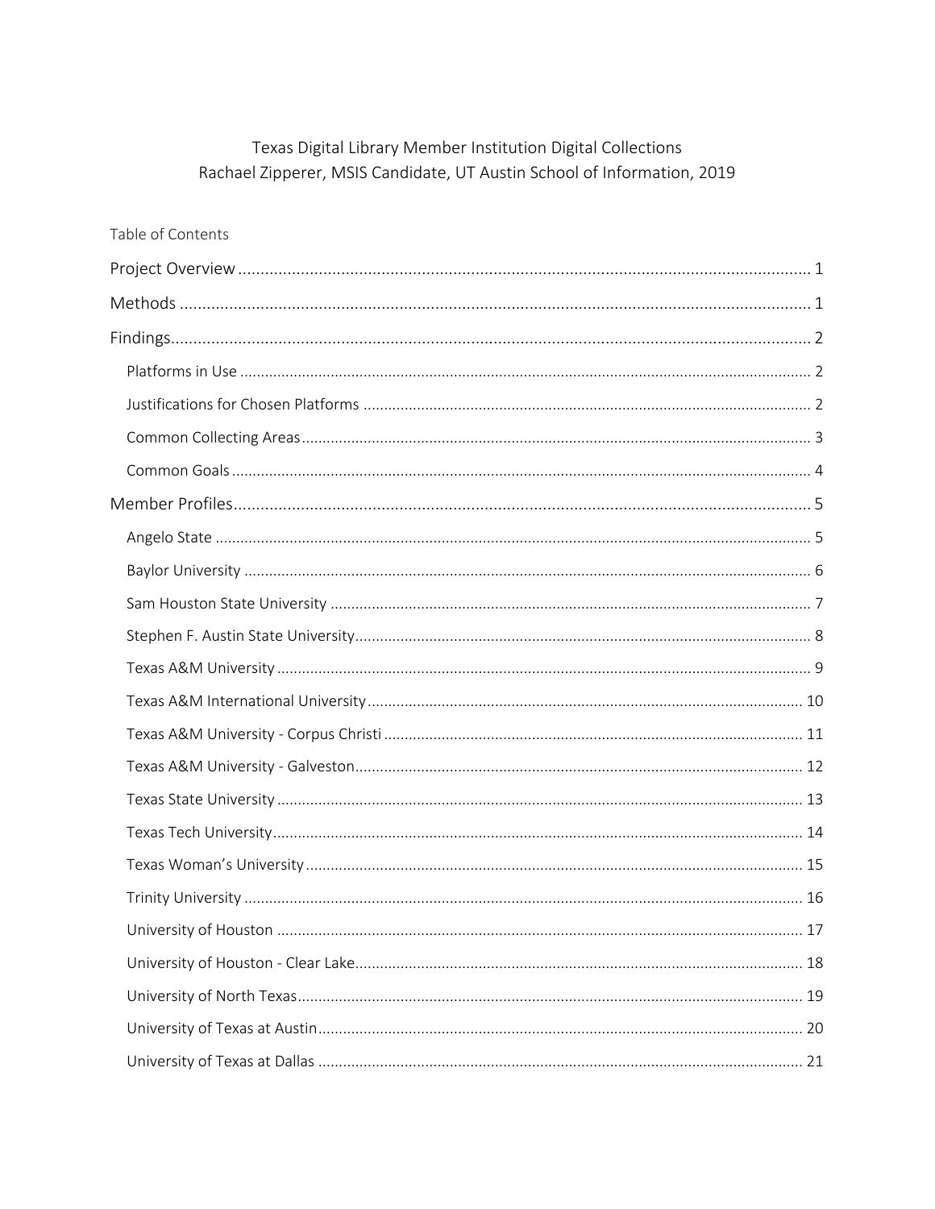Texas Digital Library Member Institution Digital Collections

Rachael Zipperer, MSIS Candidate, UT Austin School of Information, 2019

Table of Contents

Project Overview ..... 1

Methods ..... 1

Findings ..... 2

- Platforms in Use ..... 2
- Justifications for Chosen Platforms ..... 2
- Common Collecting Areas ..... 3
- Common Goals ..... 4

Member Profiles ..... 5

- Angelo State ..... 5
- Baylor University ..... 6
- Sam Houston State University ..... 7
- Stephen F. Austin State University ..... 8
- Texas A&M University ..... 9
- Texas A&M International University ..... 10
- Texas A&M University - Corpus Christi ..... 11
- Texas A&M University - Galveston ..... 12
- Texas State University ..... 13
- Texas Tech University ..... 14
- Texas Woman's University ..... 15
- Trinity University ..... 16
- University of Houston ..... 17
- University of Houston - Clear Lake ..... 18
- University of North Texas ..... 19
- University of Texas at Austin ..... 20
- University of Texas at Dallas ..... 21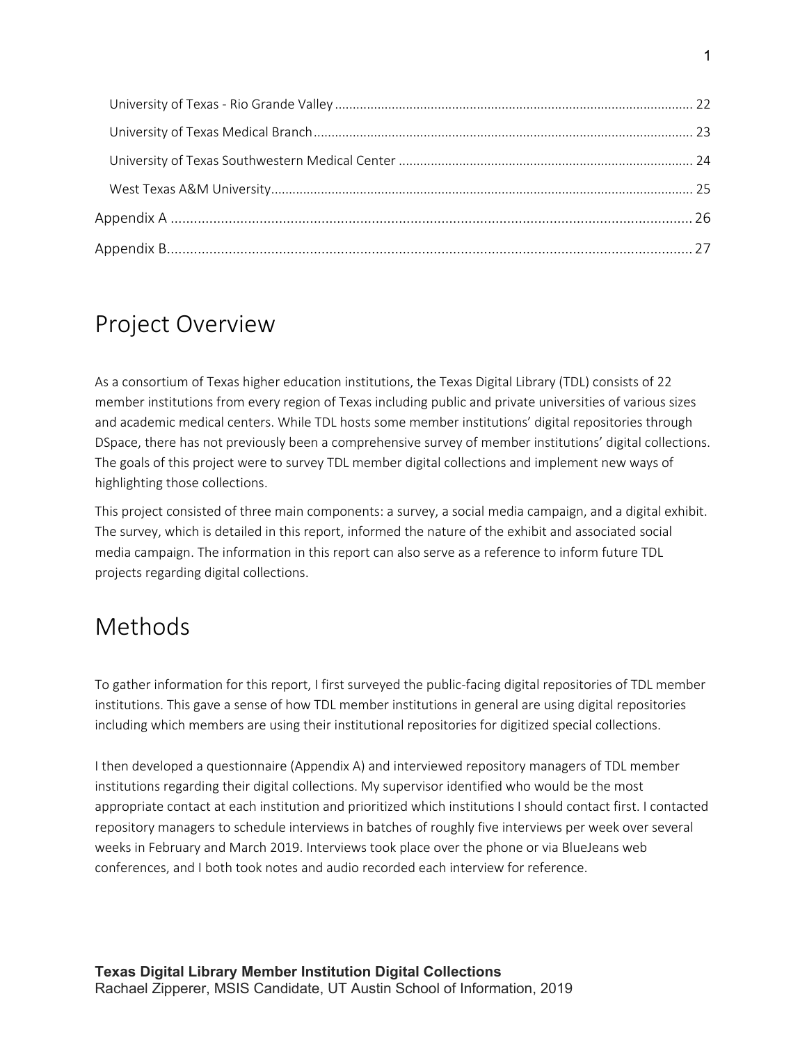University of Texas - Rio Grande Valley .................................................................................................... 22

University of Texas Medical Branch .......................................................................................................... 23

University of Texas Southwestern Medical Center .................................................................................. 24

West Texas A&M University ...................................................................................................................... 25

Appendix A ....................................................................................................................................... 26

Appendix B ....................................................................................................................................... 27

# Project Overview

As a consortium of Texas higher education institutions, the Texas Digital Library (TDL) consists of 22 member institutions from every region of Texas including public and private universities of various sizes and academic medical centers. While TDL hosts some member institutions' digital repositories through DSpace, there has not previously been a comprehensive survey of member institutions' digital collections. The goals of this project were to survey TDL member digital collections and implement new ways of highlighting those collections.

This project consisted of three main components: a survey, a social media campaign, and a digital exhibit. The survey, which is detailed in this report, informed the nature of the exhibit and associated social media campaign. The information in this report can also serve as a reference to inform future TDL projects regarding digital collections.

# Methods

To gather information for this report, I first surveyed the public-facing digital repositories of TDL member institutions. This gave a sense of how TDL member institutions in general are using digital repositories including which members are using their institutional repositories for digitized special collections.

I then developed a questionnaire (Appendix A) and interviewed repository managers of TDL member institutions regarding their digital collections. My supervisor identified who would be the most appropriate contact at each institution and prioritized which institutions I should contact first. I contacted repository managers to schedule interviews in batches of roughly five interviews per week over several weeks in February and March 2019. Interviews took place over the phone or via BlueJeans web conferences, and I both took notes and audio recorded each interview for reference.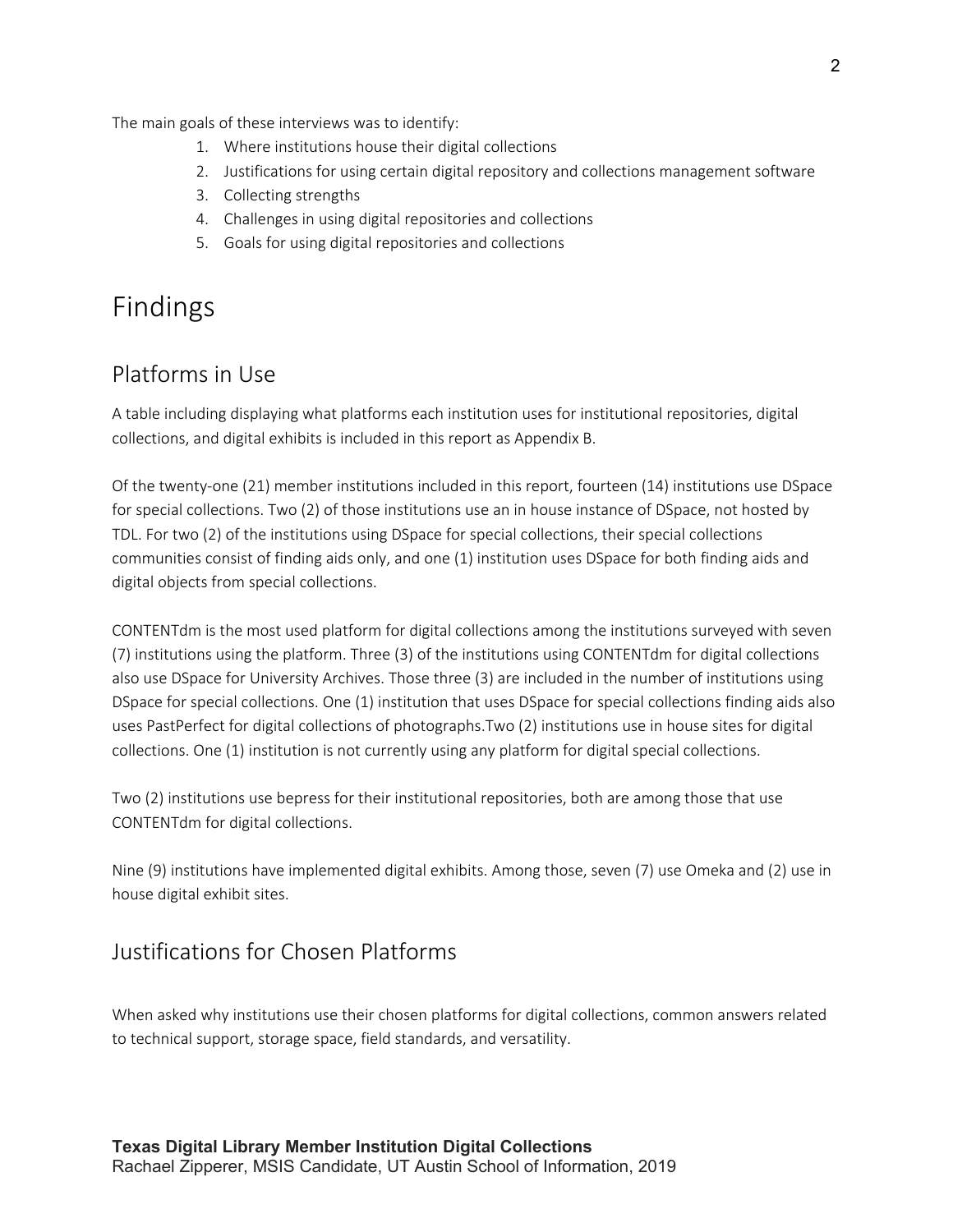The main goals of these interviews was to identify:

1. Where institutions house their digital collections
2. Justifications for using certain digital repository and collections management software
3. Collecting strengths
4. Challenges in using digital repositories and collections
5. Goals for using digital repositories and collections

# Findings

## Platforms in Use

A table including displaying what platforms each institution uses for institutional repositories, digital collections, and digital exhibits is included in this report as Appendix B.

Of the twenty-one (21) member institutions included in this report, fourteen (14) institutions use DSpace for special collections. Two (2) of those institutions use an in house instance of DSpace, not hosted by TDL. For two (2) of the institutions using DSpace for special collections, their special collections communities consist of finding aids only, and one (1) institution uses DSpace for both finding aids and digital objects from special collections.

CONTENTdm is the most used platform for digital collections among the institutions surveyed with seven (7) institutions using the platform. Three (3) of the institutions using CONTENTdm for digital collections also use DSpace for University Archives. Those three (3) are included in the number of institutions using DSpace for special collections. One (1) institution that uses DSpace for special collections finding aids also uses PastPerfect for digital collections of photographs.Two (2) institutions use in house sites for digital collections. One (1) institution is not currently using any platform for digital special collections.

Two (2) institutions use bepress for their institutional repositories, both are among those that use CONTENTdm for digital collections.

Nine (9) institutions have implemented digital exhibits. Among those, seven (7) use Omeka and (2) use in house digital exhibit sites.

## Justifications for Chosen Platforms

When asked why institutions use their chosen platforms for digital collections, common answers related to technical support, storage space, field standards, and versatility.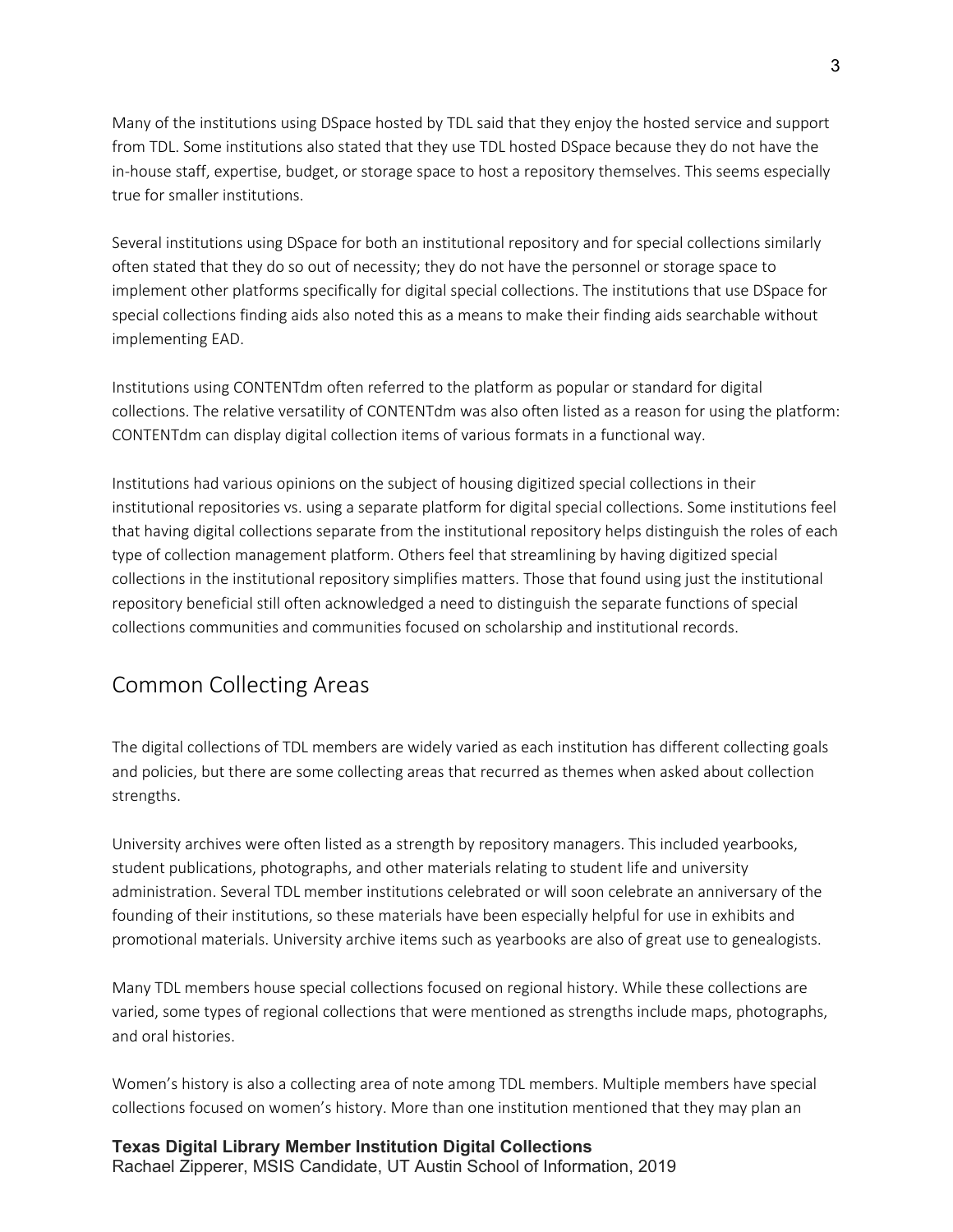Many of the institutions using DSpace hosted by TDL said that they enjoy the hosted service and support from TDL. Some institutions also stated that they use TDL hosted DSpace because they do not have the in-house staff, expertise, budget, or storage space to host a repository themselves. This seems especially true for smaller institutions.

Several institutions using DSpace for both an institutional repository and for special collections similarly often stated that they do so out of necessity; they do not have the personnel or storage space to implement other platforms specifically for digital special collections. The institutions that use DSpace for special collections finding aids also noted this as a means to make their finding aids searchable without implementing EAD.

Institutions using CONTENTdm often referred to the platform as popular or standard for digital collections. The relative versatility of CONTENTdm was also often listed as a reason for using the platform: CONTENTdm can display digital collection items of various formats in a functional way.

Institutions had various opinions on the subject of housing digitized special collections in their institutional repositories vs. using a separate platform for digital special collections. Some institutions feel that having digital collections separate from the institutional repository helps distinguish the roles of each type of collection management platform. Others feel that streamlining by having digitized special collections in the institutional repository simplifies matters. Those that found using just the institutional repository beneficial still often acknowledged a need to distinguish the separate functions of special collections communities and communities focused on scholarship and institutional records.

## Common Collecting Areas

The digital collections of TDL members are widely varied as each institution has different collecting goals and policies, but there are some collecting areas that recurred as themes when asked about collection strengths.

University archives were often listed as a strength by repository managers. This included yearbooks, student publications, photographs, and other materials relating to student life and university administration. Several TDL member institutions celebrated or will soon celebrate an anniversary of the founding of their institutions, so these materials have been especially helpful for use in exhibits and promotional materials. University archive items such as yearbooks are also of great use to genealogists.

Many TDL members house special collections focused on regional history. While these collections are varied, some types of regional collections that were mentioned as strengths include maps, photographs, and oral histories.

Women's history is also a collecting area of note among TDL members. Multiple members have special collections focused on women's history. More than one institution mentioned that they may plan an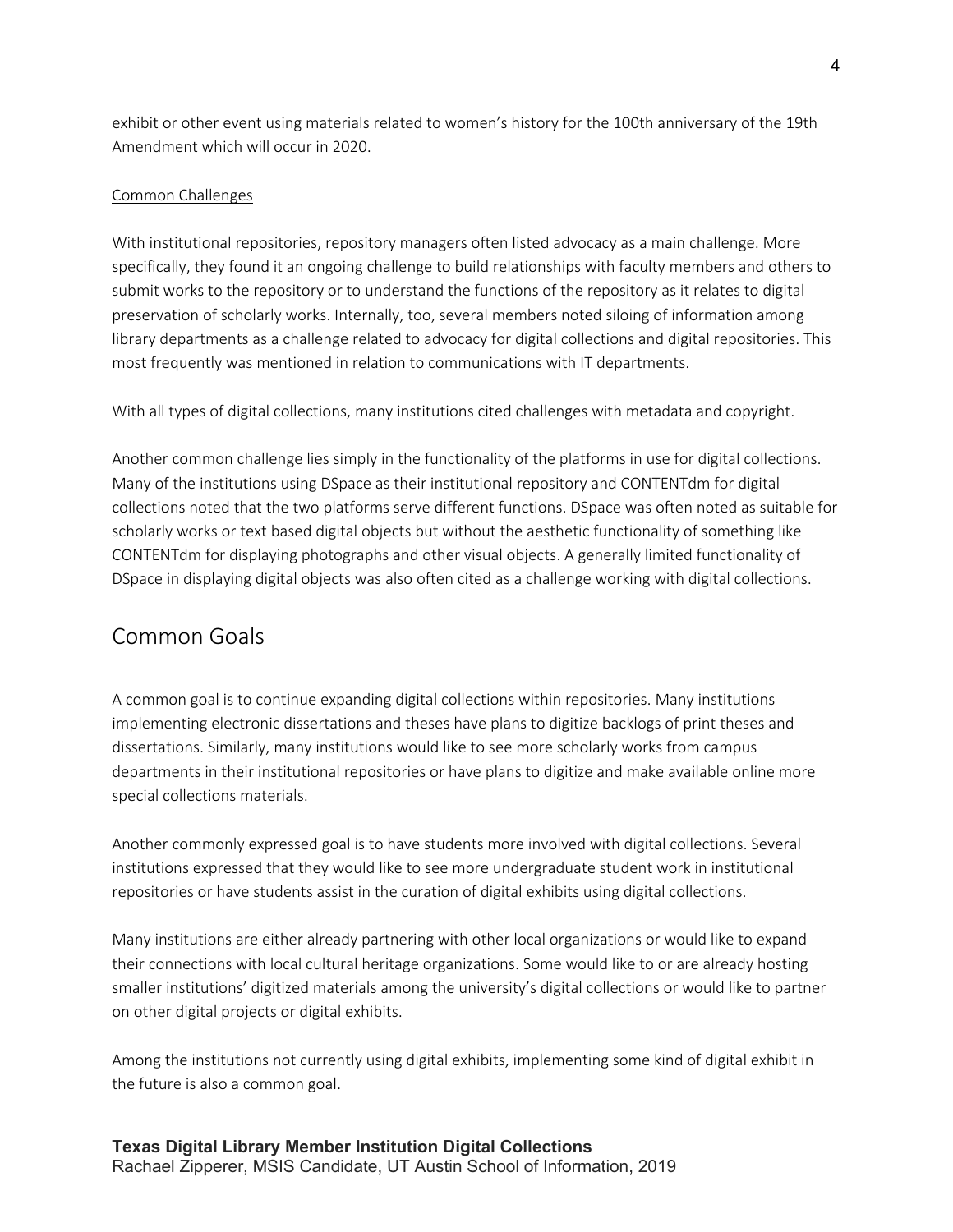exhibit or other event using materials related to women's history for the 100th anniversary of the 19th Amendment which will occur in 2020.

Common Challenges

With institutional repositories, repository managers often listed advocacy as a main challenge. More specifically, they found it an ongoing challenge to build relationships with faculty members and others to submit works to the repository or to understand the functions of the repository as it relates to digital preservation of scholarly works. Internally, too, several members noted siloing of information among library departments as a challenge related to advocacy for digital collections and digital repositories. This most frequently was mentioned in relation to communications with IT departments.

With all types of digital collections, many institutions cited challenges with metadata and copyright.

Another common challenge lies simply in the functionality of the platforms in use for digital collections. Many of the institutions using DSpace as their institutional repository and CONTENTdm for digital collections noted that the two platforms serve different functions. DSpace was often noted as suitable for scholarly works or text based digital objects but without the aesthetic functionality of something like CONTENTdm for displaying photographs and other visual objects. A generally limited functionality of DSpace in displaying digital objects was also often cited as a challenge working with digital collections.

## Common Goals

A common goal is to continue expanding digital collections within repositories. Many institutions implementing electronic dissertations and theses have plans to digitize backlogs of print theses and dissertations. Similarly, many institutions would like to see more scholarly works from campus departments in their institutional repositories or have plans to digitize and make available online more special collections materials.

Another commonly expressed goal is to have students more involved with digital collections. Several institutions expressed that they would like to see more undergraduate student work in institutional repositories or have students assist in the curation of digital exhibits using digital collections.

Many institutions are either already partnering with other local organizations or would like to expand their connections with local cultural heritage organizations. Some would like to or are already hosting smaller institutions' digitized materials among the university's digital collections or would like to partner on other digital projects or digital exhibits.

Among the institutions not currently using digital exhibits, implementing some kind of digital exhibit in the future is also a common goal.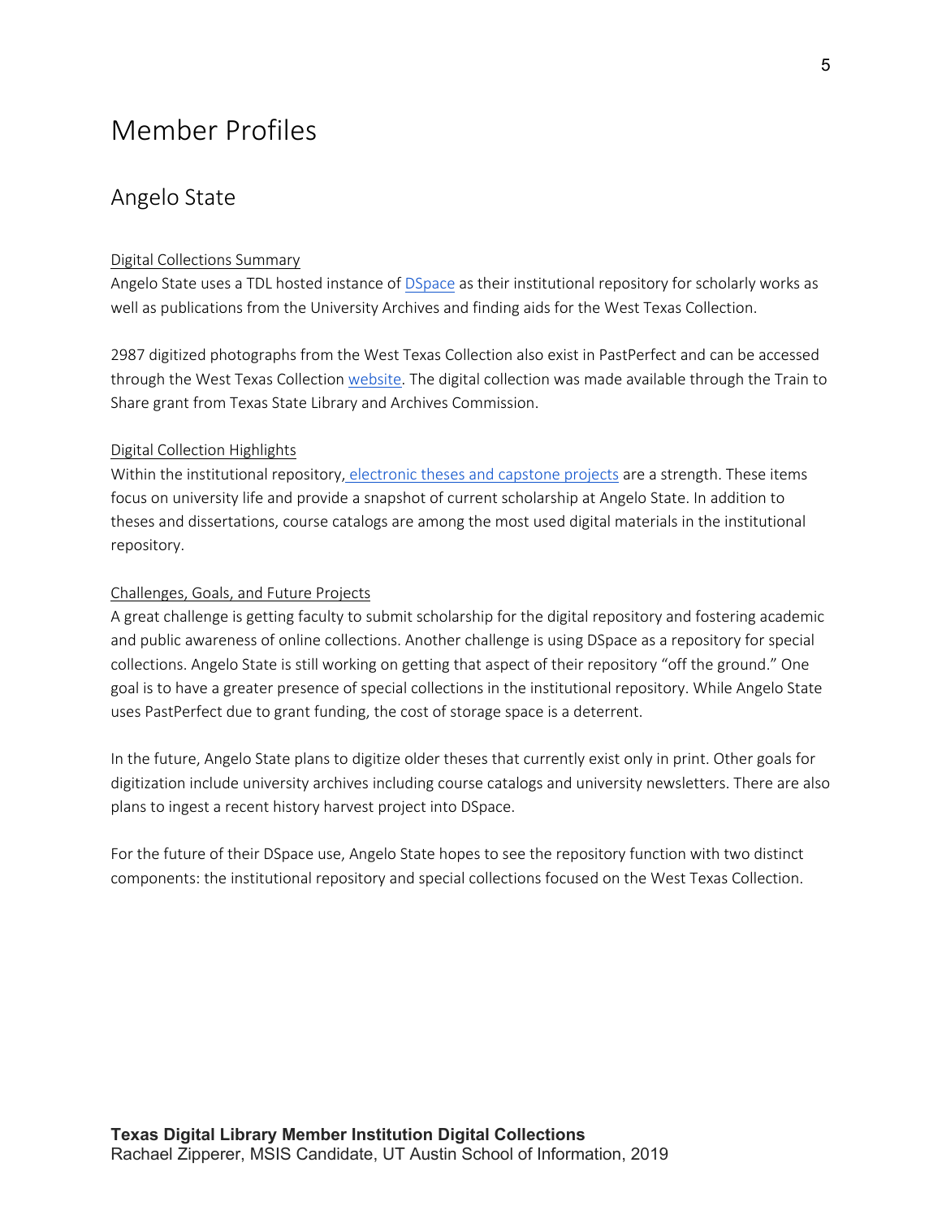# Member Profiles

## Angelo State

Digital Collections Summary

Angelo State uses a TDL hosted instance of DSpace as their institutional repository for scholarly works as well as publications from the University Archives and finding aids for the West Texas Collection.

2987 digitized photographs from the West Texas Collection also exist in PastPerfect and can be accessed through the West Texas Collection website. The digital collection was made available through the Train to Share grant from Texas State Library and Archives Commission.

Digital Collection Highlights

Within the institutional repository, electronic theses and capstone projects are a strength. These items focus on university life and provide a snapshot of current scholarship at Angelo State. In addition to theses and dissertations, course catalogs are among the most used digital materials in the institutional repository.

Challenges, Goals, and Future Projects

A great challenge is getting faculty to submit scholarship for the digital repository and fostering academic and public awareness of online collections. Another challenge is using DSpace as a repository for special collections. Angelo State is still working on getting that aspect of their repository "off the ground." One goal is to have a greater presence of special collections in the institutional repository. While Angelo State uses PastPerfect due to grant funding, the cost of storage space is a deterrent.

In the future, Angelo State plans to digitize older theses that currently exist only in print. Other goals for digitization include university archives including course catalogs and university newsletters. There are also plans to ingest a recent history harvest project into DSpace.

For the future of their DSpace use, Angelo State hopes to see the repository function with two distinct components: the institutional repository and special collections focused on the West Texas Collection.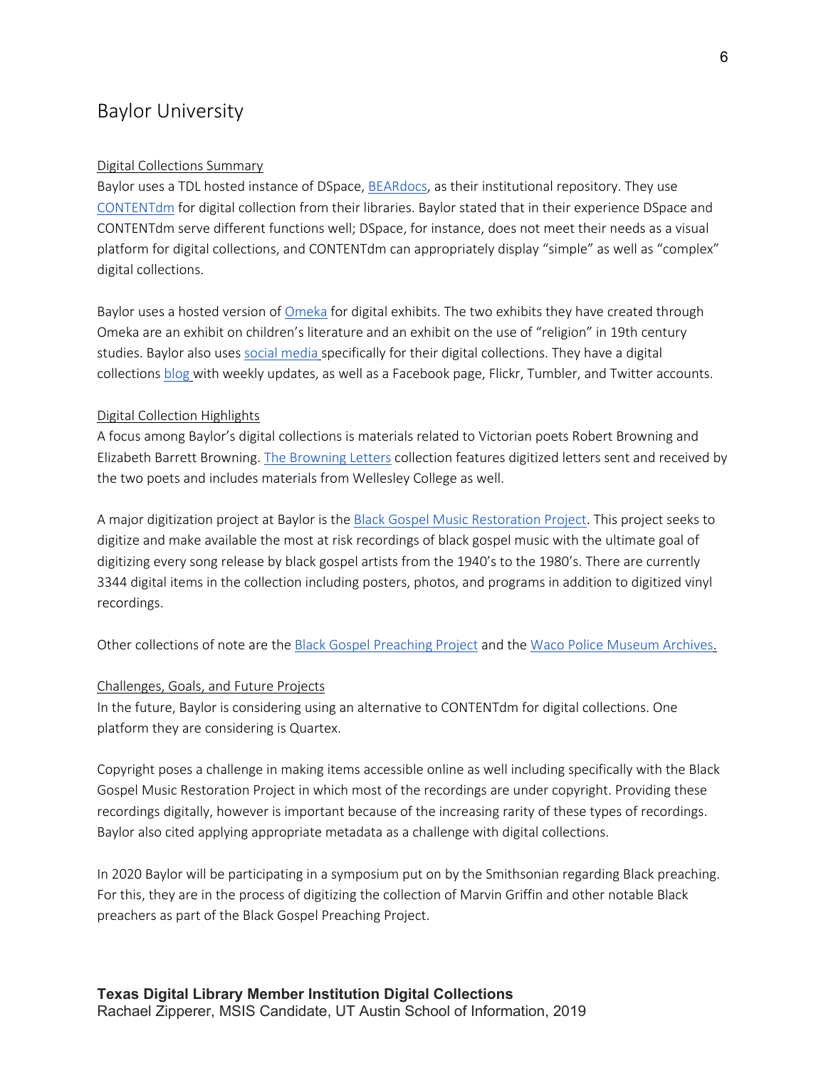## Baylor University

### Digital Collections Summary

Baylor uses a TDL hosted instance of DSpace, BEARdocs, as their institutional repository. They use CONTENTdm for digital collection from their libraries. Baylor stated that in their experience DSpace and CONTENTdm serve different functions well; DSpace, for instance, does not meet their needs as a visual platform for digital collections, and CONTENTdm can appropriately display "simple" as well as "complex" digital collections.

Baylor uses a hosted version of Omeka for digital exhibits. The two exhibits they have created through Omeka are an exhibit on children's literature and an exhibit on the use of "religion" in 19th century studies. Baylor also uses social media specifically for their digital collections. They have a digital collections blog with weekly updates, as well as a Facebook page, Flickr, Tumbler, and Twitter accounts.

### Digital Collection Highlights

A focus among Baylor's digital collections is materials related to Victorian poets Robert Browning and Elizabeth Barrett Browning. The Browning Letters collection features digitized letters sent and received by the two poets and includes materials from Wellesley College as well.

A major digitization project at Baylor is the Black Gospel Music Restoration Project. This project seeks to digitize and make available the most at risk recordings of black gospel music with the ultimate goal of digitizing every song release by black gospel artists from the 1940's to the 1980's. There are currently 3344 digital items in the collection including posters, photos, and programs in addition to digitized vinyl recordings.

Other collections of note are the Black Gospel Preaching Project and the Waco Police Museum Archives.

### Challenges, Goals, and Future Projects

In the future, Baylor is considering using an alternative to CONTENTdm for digital collections. One platform they are considering is Quartex.

Copyright poses a challenge in making items accessible online as well including specifically with the Black Gospel Music Restoration Project in which most of the recordings are under copyright. Providing these recordings digitally, however is important because of the increasing rarity of these types of recordings. Baylor also cited applying appropriate metadata as a challenge with digital collections.

In 2020 Baylor will be participating in a symposium put on by the Smithsonian regarding Black preaching. For this, they are in the process of digitizing the collection of Marvin Griffin and other notable Black preachers as part of the Black Gospel Preaching Project.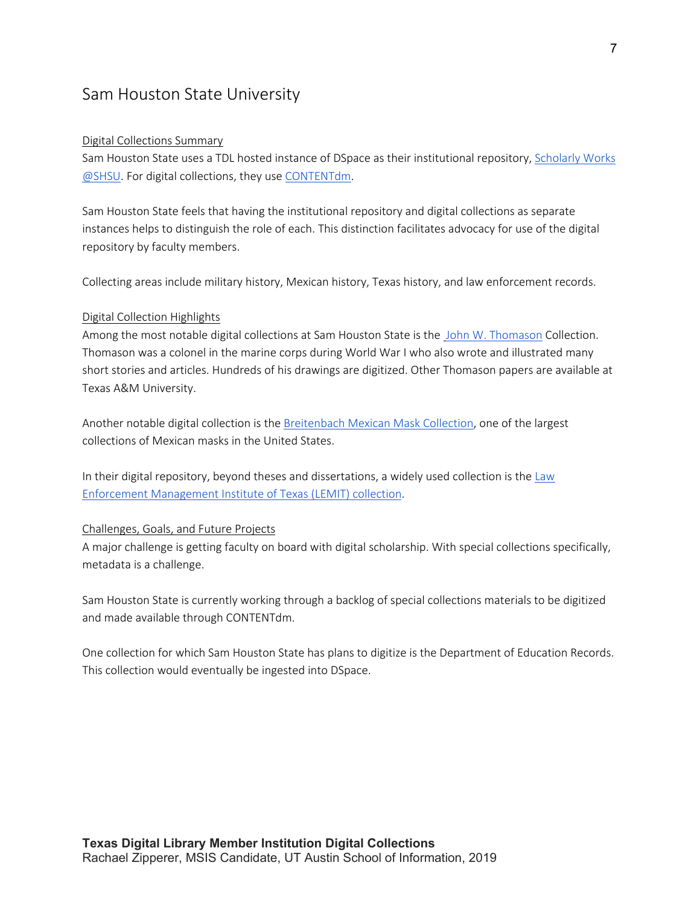# Sam Houston State University

## Digital Collections Summary

Sam Houston State uses a TDL hosted instance of DSpace as their institutional repository, Scholarly Works @SHSU. For digital collections, they use CONTENTdm.

Sam Houston State feels that having the institutional repository and digital collections as separate instances helps to distinguish the role of each. This distinction facilitates advocacy for use of the digital repository by faculty members.

Collecting areas include military history, Mexican history, Texas history, and law enforcement records.

## Digital Collection Highlights

Among the most notable digital collections at Sam Houston State is the John W. Thomason Collection. Thomason was a colonel in the marine corps during World War I who also wrote and illustrated many short stories and articles. Hundreds of his drawings are digitized. Other Thomason papers are available at Texas A&M University.

Another notable digital collection is the Breitenbach Mexican Mask Collection, one of the largest collections of Mexican masks in the United States.

In their digital repository, beyond theses and dissertations, a widely used collection is the Law Enforcement Management Institute of Texas (LEMIT) collection.

## Challenges, Goals, and Future Projects

A major challenge is getting faculty on board with digital scholarship. With special collections specifically, metadata is a challenge.

Sam Houston State is currently working through a backlog of special collections materials to be digitized and made available through CONTENTdm.

One collection for which Sam Houston State has plans to digitize is the Department of Education Records. This collection would eventually be ingested into DSpace.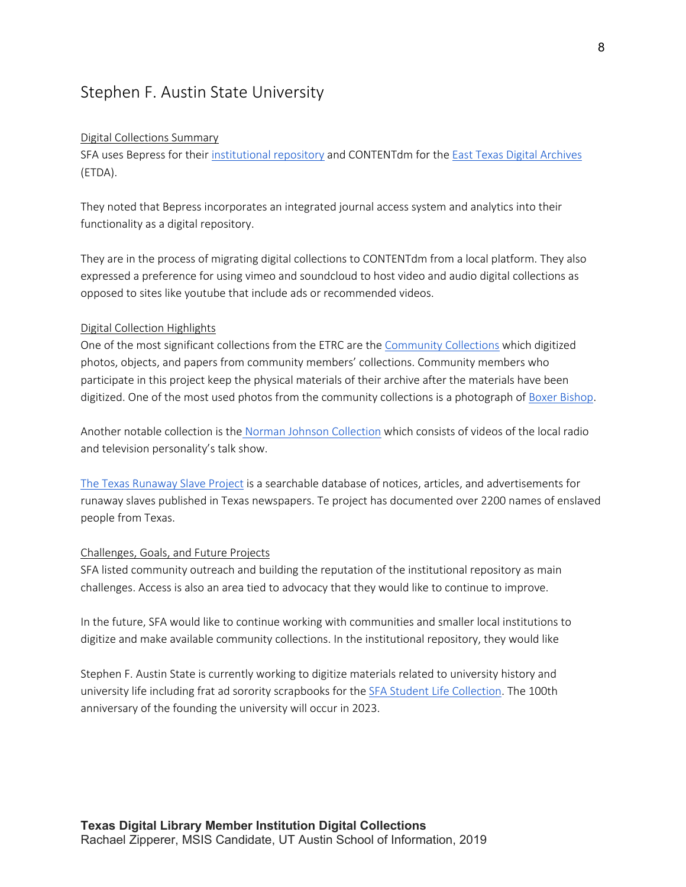## Stephen F. Austin State University

### Digital Collections Summary

SFA uses Bepress for their institutional repository and CONTENTdm for the East Texas Digital Archives (ETDA).

They noted that Bepress incorporates an integrated journal access system and analytics into their functionality as a digital repository.

They are in the process of migrating digital collections to CONTENTdm from a local platform. They also expressed a preference for using vimeo and soundcloud to host video and audio digital collections as opposed to sites like youtube that include ads or recommended videos.

### Digital Collection Highlights

One of the most significant collections from the ETRC are the Community Collections which digitized photos, objects, and papers from community members' collections. Community members who participate in this project keep the physical materials of their archive after the materials have been digitized. One of the most used photos from the community collections is a photograph of Boxer Bishop.

Another notable collection is the Norman Johnson Collection which consists of videos of the local radio and television personality's talk show.

The Texas Runaway Slave Project is a searchable database of notices, articles, and advertisements for runaway slaves published in Texas newspapers. Te project has documented over 2200 names of enslaved people from Texas.

### Challenges, Goals, and Future Projects

SFA listed community outreach and building the reputation of the institutional repository as main challenges. Access is also an area tied to advocacy that they would like to continue to improve.

In the future, SFA would like to continue working with communities and smaller local institutions to digitize and make available community collections. In the institutional repository, they would like

Stephen F. Austin State is currently working to digitize materials related to university history and university life including frat ad sorority scrapbooks for the SFA Student Life Collection. The 100th anniversary of the founding the university will occur in 2023.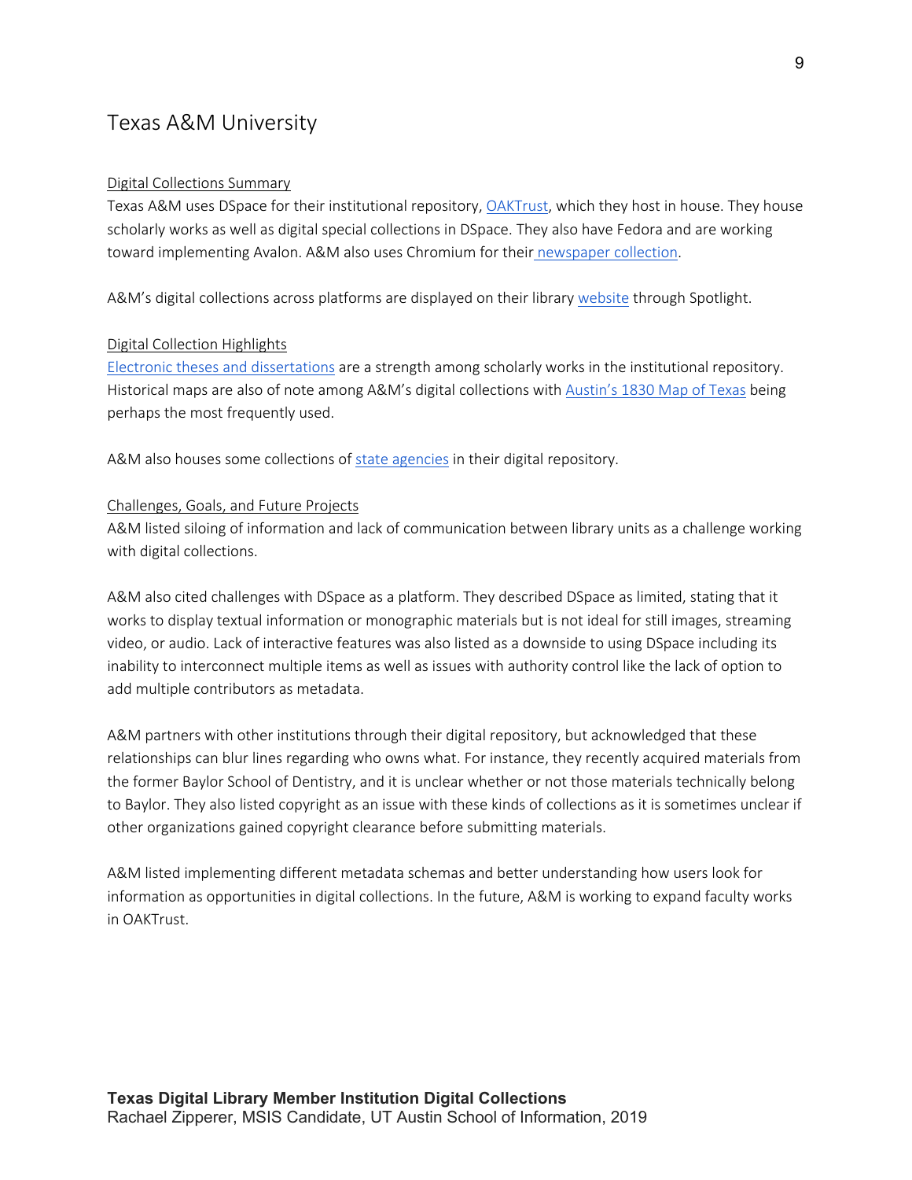## Texas A&M University

Digital Collections Summary

Texas A&M uses DSpace for their institutional repository, OAKTrust, which they host in house. They house scholarly works as well as digital special collections in DSpace. They also have Fedora and are working toward implementing Avalon. A&M also uses Chromium for their newspaper collection.

A&M's digital collections across platforms are displayed on their library website through Spotlight.

Digital Collection Highlights

Electronic theses and dissertations are a strength among scholarly works in the institutional repository. Historical maps are also of note among A&M's digital collections with Austin's 1830 Map of Texas being perhaps the most frequently used.

A&M also houses some collections of state agencies in their digital repository.

Challenges, Goals, and Future Projects

A&M listed siloing of information and lack of communication between library units as a challenge working with digital collections.

A&M also cited challenges with DSpace as a platform. They described DSpace as limited, stating that it works to display textual information or monographic materials but is not ideal for still images, streaming video, or audio. Lack of interactive features was also listed as a downside to using DSpace including its inability to interconnect multiple items as well as issues with authority control like the lack of option to add multiple contributors as metadata.

A&M partners with other institutions through their digital repository, but acknowledged that these relationships can blur lines regarding who owns what. For instance, they recently acquired materials from the former Baylor School of Dentistry, and it is unclear whether or not those materials technically belong to Baylor. They also listed copyright as an issue with these kinds of collections as it is sometimes unclear if other organizations gained copyright clearance before submitting materials.

A&M listed implementing different metadata schemas and better understanding how users look for information as opportunities in digital collections. In the future, A&M is working to expand faculty works in OAKTrust.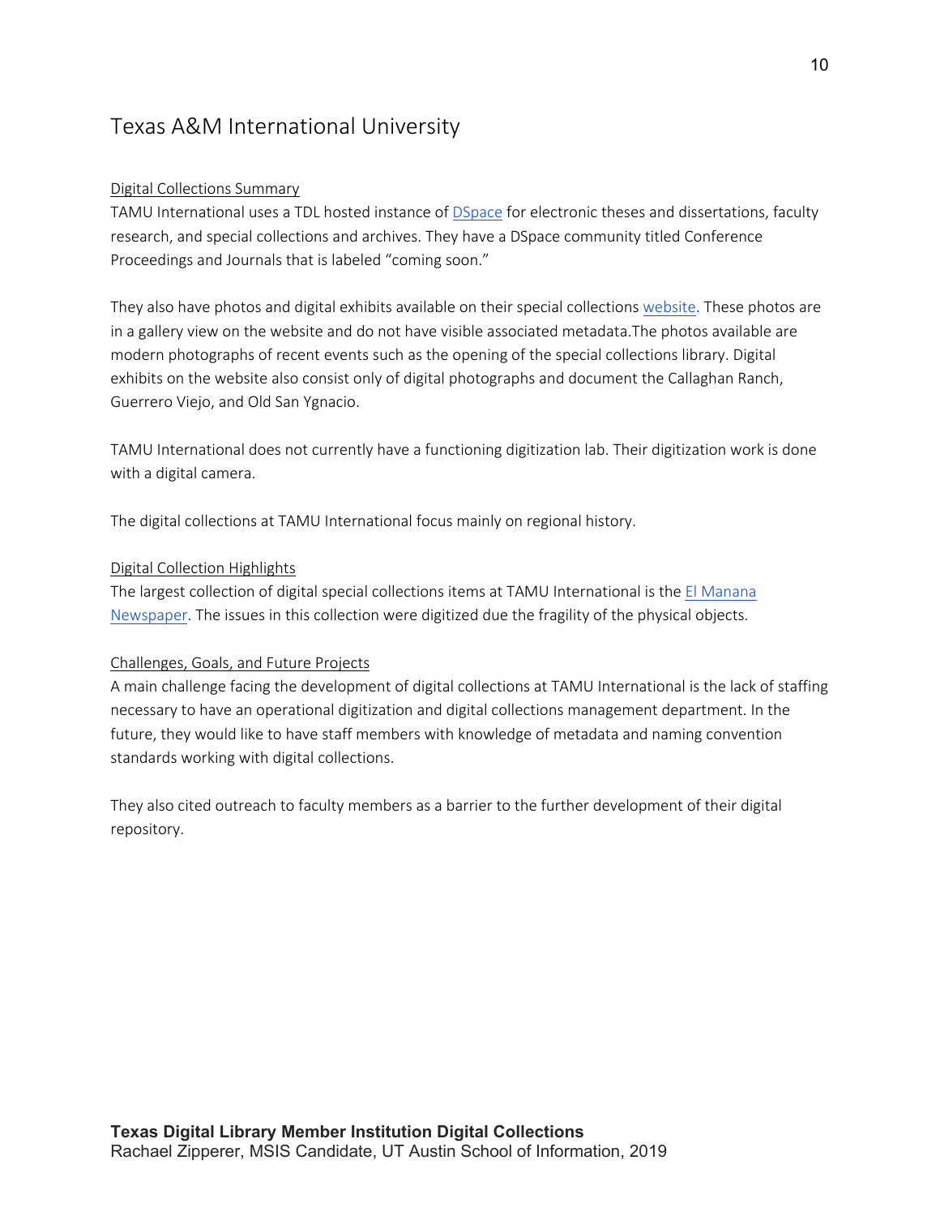# Texas A&M International University

## Digital Collections Summary

TAMU International uses a TDL hosted instance of DSpace for electronic theses and dissertations, faculty research, and special collections and archives. They have a DSpace community titled Conference Proceedings and Journals that is labeled "coming soon."

They also have photos and digital exhibits available on their special collections website. These photos are in a gallery view on the website and do not have visible associated metadata.The photos available are modern photographs of recent events such as the opening of the special collections library. Digital exhibits on the website also consist only of digital photographs and document the Callaghan Ranch, Guerrero Viejo, and Old San Ygnacio.

TAMU International does not currently have a functioning digitization lab. Their digitization work is done with a digital camera.

The digital collections at TAMU International focus mainly on regional history.

## Digital Collection Highlights

The largest collection of digital special collections items at TAMU International is the El Manana Newspaper. The issues in this collection were digitized due the fragility of the physical objects.

## Challenges, Goals, and Future Projects

A main challenge facing the development of digital collections at TAMU International is the lack of staffing necessary to have an operational digitization and digital collections management department. In the future, they would like to have staff members with knowledge of metadata and naming convention standards working with digital collections.

They also cited outreach to faculty members as a barrier to the further development of their digital repository.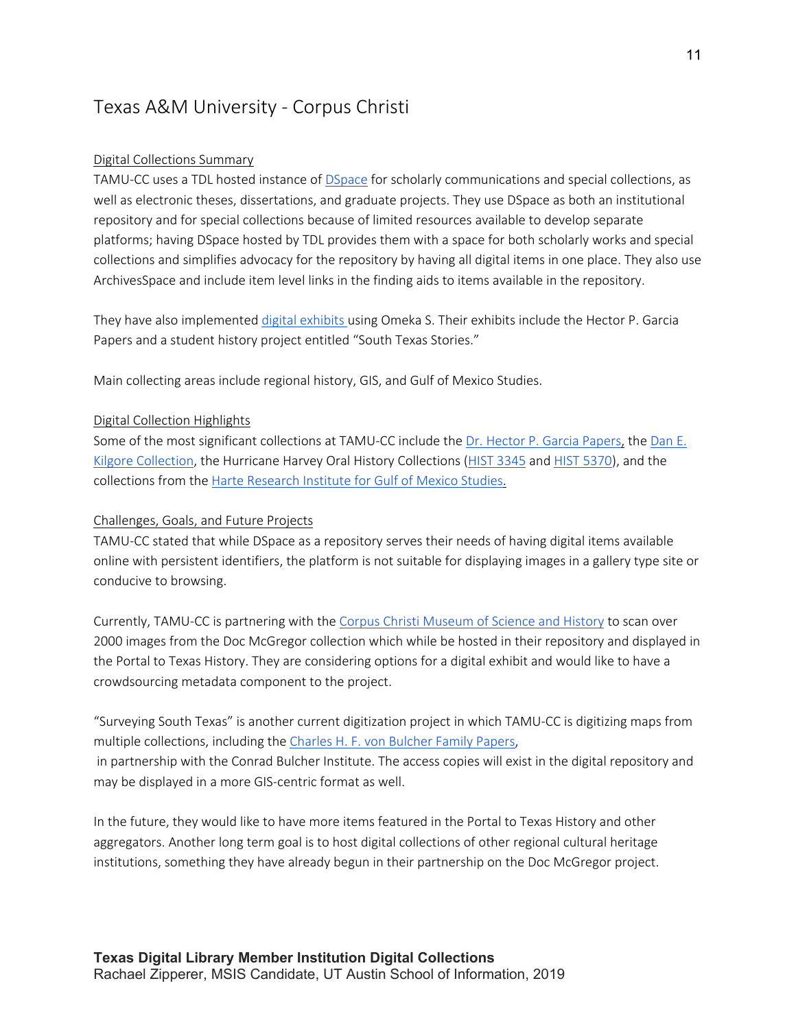# Texas A&M University - Corpus Christi

Digital Collections Summary

TAMU-CC uses a TDL hosted instance of DSpace for scholarly communications and special collections, as well as electronic theses, dissertations, and graduate projects. They use DSpace as both an institutional repository and for special collections because of limited resources available to develop separate platforms; having DSpace hosted by TDL provides them with a space for both scholarly works and special collections and simplifies advocacy for the repository by having all digital items in one place. They also use ArchivesSpace and include item level links in the finding aids to items available in the repository.

They have also implemented digital exhibits using Omeka S. Their exhibits include the Hector P. Garcia Papers and a student history project entitled "South Texas Stories."

Main collecting areas include regional history, GIS, and Gulf of Mexico Studies.

Digital Collection Highlights

Some of the most significant collections at TAMU-CC include the Dr. Hector P. Garcia Papers, the Dan E. Kilgore Collection, the Hurricane Harvey Oral History Collections (HIST 3345 and HIST 5370), and the collections from the Harte Research Institute for Gulf of Mexico Studies.

Challenges, Goals, and Future Projects

TAMU-CC stated that while DSpace as a repository serves their needs of having digital items available online with persistent identifiers, the platform is not suitable for displaying images in a gallery type site or conducive to browsing.

Currently, TAMU-CC is partnering with the Corpus Christi Museum of Science and History to scan over 2000 images from the Doc McGregor collection which while be hosted in their repository and displayed in the Portal to Texas History. They are considering options for a digital exhibit and would like to have a crowdsourcing metadata component to the project.

"Surveying South Texas" is another current digitization project in which TAMU-CC is digitizing maps from multiple collections, including the Charles H. F. von Bulcher Family Papers, in partnership with the Conrad Bulcher Institute. The access copies will exist in the digital repository and may be displayed in a more GIS-centric format as well.

In the future, they would like to have more items featured in the Portal to Texas History and other aggregators. Another long term goal is to host digital collections of other regional cultural heritage institutions, something they have already begun in their partnership on the Doc McGregor project.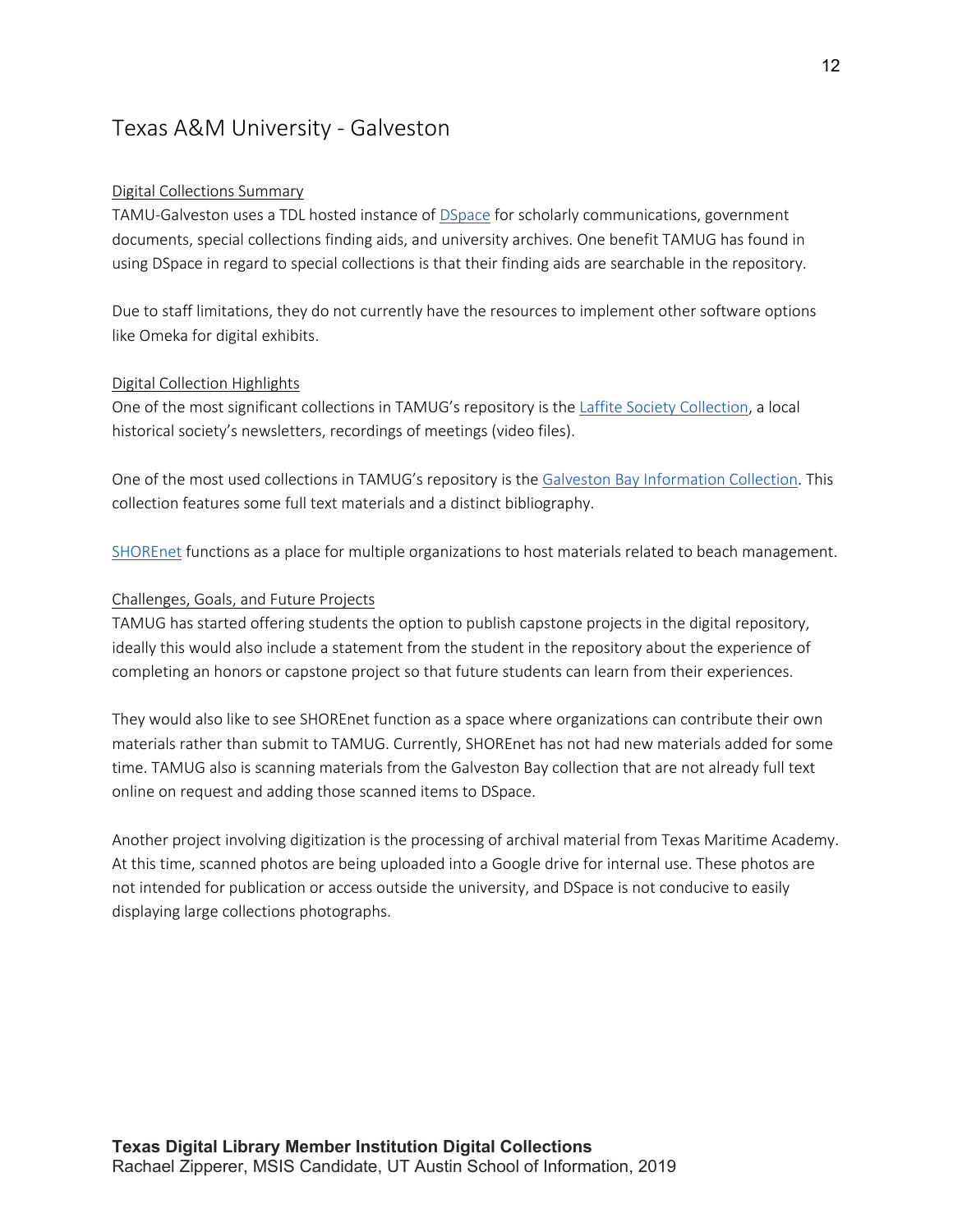# Texas A&M University - Galveston

## Digital Collections Summary

TAMU-Galveston uses a TDL hosted instance of DSpace for scholarly communications, government documents, special collections finding aids, and university archives. One benefit TAMUG has found in using DSpace in regard to special collections is that their finding aids are searchable in the repository.

Due to staff limitations, they do not currently have the resources to implement other software options like Omeka for digital exhibits.

## Digital Collection Highlights

One of the most significant collections in TAMUG's repository is the Laffite Society Collection, a local historical society's newsletters, recordings of meetings (video files).

One of the most used collections in TAMUG's repository is the Galveston Bay Information Collection. This collection features some full text materials and a distinct bibliography.

SHOREnet functions as a place for multiple organizations to host materials related to beach management.

## Challenges, Goals, and Future Projects

TAMUG has started offering students the option to publish capstone projects in the digital repository, ideally this would also include a statement from the student in the repository about the experience of completing an honors or capstone project so that future students can learn from their experiences.

They would also like to see SHOREnet function as a space where organizations can contribute their own materials rather than submit to TAMUG. Currently, SHOREnet has not had new materials added for some time. TAMUG also is scanning materials from the Galveston Bay collection that are not already full text online on request and adding those scanned items to DSpace.

Another project involving digitization is the processing of archival material from Texas Maritime Academy. At this time, scanned photos are being uploaded into a Google drive for internal use. These photos are not intended for publication or access outside the university, and DSpace is not conducive to easily displaying large collections photographs.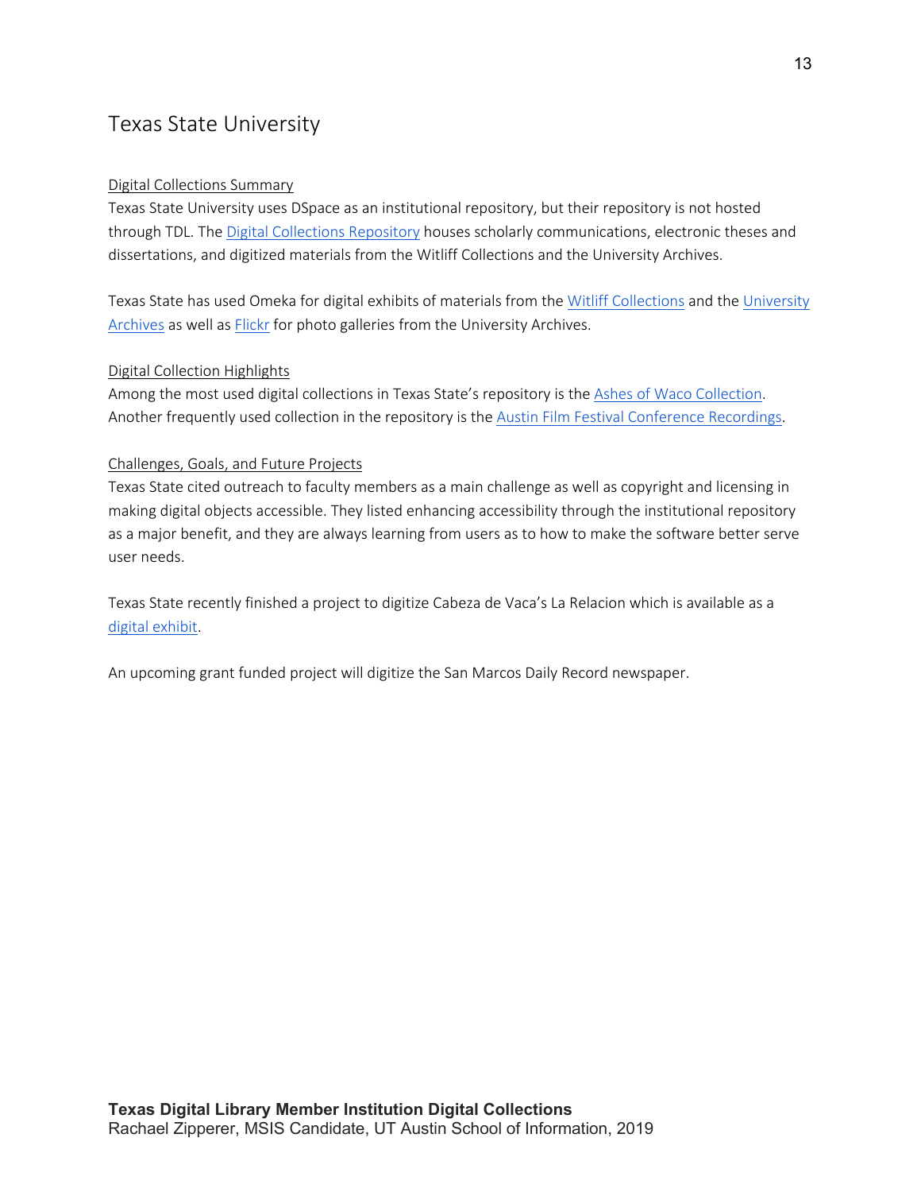## Texas State University

### Digital Collections Summary

Texas State University uses DSpace as an institutional repository, but their repository is not hosted through TDL. The Digital Collections Repository houses scholarly communications, electronic theses and dissertations, and digitized materials from the Witliff Collections and the University Archives.

Texas State has used Omeka for digital exhibits of materials from the Witliff Collections and the University Archives as well as Flickr for photo galleries from the University Archives.

### Digital Collection Highlights

Among the most used digital collections in Texas State's repository is the Ashes of Waco Collection. Another frequently used collection in the repository is the Austin Film Festival Conference Recordings.

### Challenges, Goals, and Future Projects

Texas State cited outreach to faculty members as a main challenge as well as copyright and licensing in making digital objects accessible. They listed enhancing accessibility through the institutional repository as a major benefit, and they are always learning from users as to how to make the software better serve user needs.

Texas State recently finished a project to digitize Cabeza de Vaca's La Relacion which is available as a digital exhibit.

An upcoming grant funded project will digitize the San Marcos Daily Record newspaper.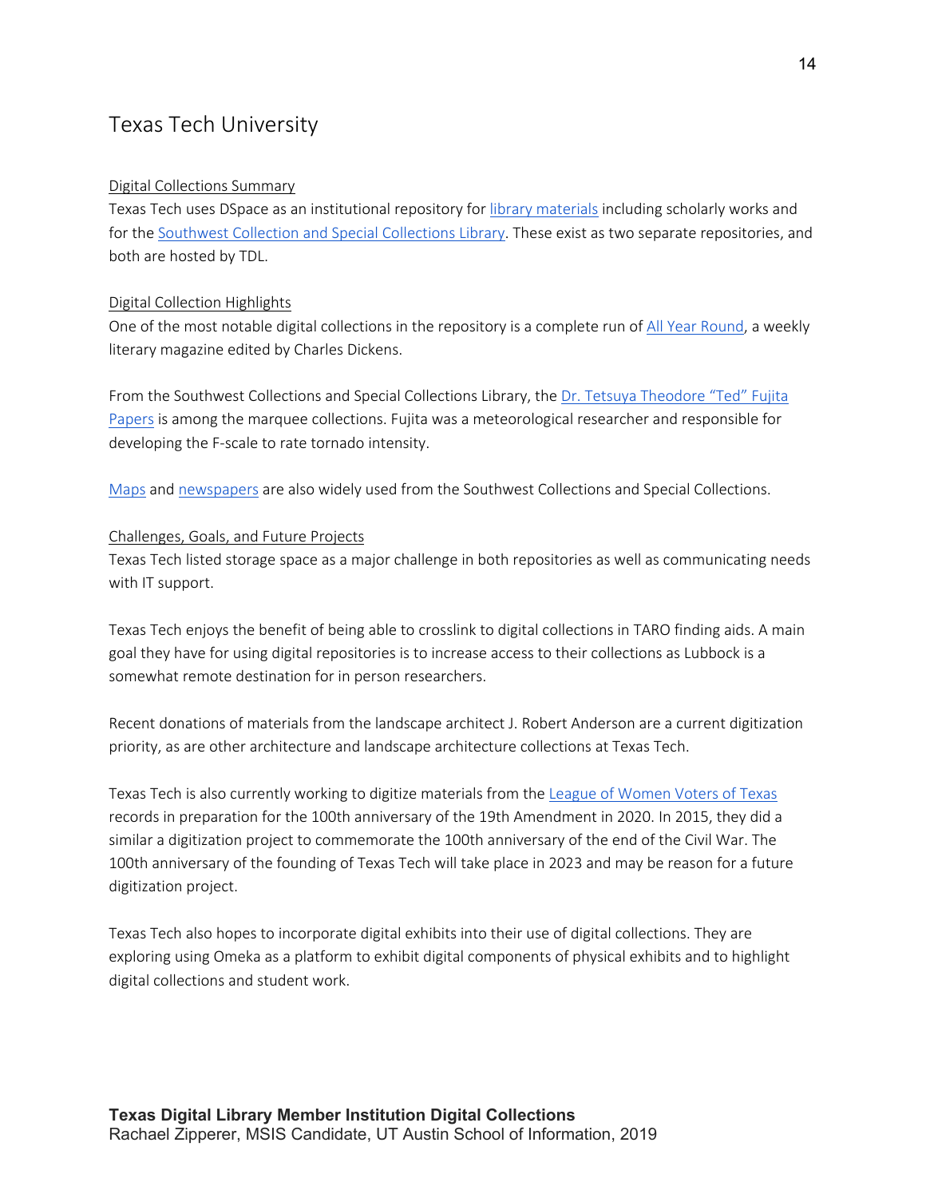# Texas Tech University

Digital Collections Summary

Texas Tech uses DSpace as an institutional repository for library materials including scholarly works and for the Southwest Collection and Special Collections Library. These exist as two separate repositories, and both are hosted by TDL.

Digital Collection Highlights

One of the most notable digital collections in the repository is a complete run of All Year Round, a weekly literary magazine edited by Charles Dickens.

From the Southwest Collections and Special Collections Library, the Dr. Tetsuya Theodore "Ted" Fujita Papers is among the marquee collections. Fujita was a meteorological researcher and responsible for developing the F-scale to rate tornado intensity.

Maps and newspapers are also widely used from the Southwest Collections and Special Collections.

Challenges, Goals, and Future Projects

Texas Tech listed storage space as a major challenge in both repositories as well as communicating needs with IT support.

Texas Tech enjoys the benefit of being able to crosslink to digital collections in TARO finding aids. A main goal they have for using digital repositories is to increase access to their collections as Lubbock is a somewhat remote destination for in person researchers.

Recent donations of materials from the landscape architect J. Robert Anderson are a current digitization priority, as are other architecture and landscape architecture collections at Texas Tech.

Texas Tech is also currently working to digitize materials from the League of Women Voters of Texas records in preparation for the 100th anniversary of the 19th Amendment in 2020. In 2015, they did a similar a digitization project to commemorate the 100th anniversary of the end of the Civil War. The 100th anniversary of the founding of Texas Tech will take place in 2023 and may be reason for a future digitization project.

Texas Tech also hopes to incorporate digital exhibits into their use of digital collections. They are exploring using Omeka as a platform to exhibit digital components of physical exhibits and to highlight digital collections and student work.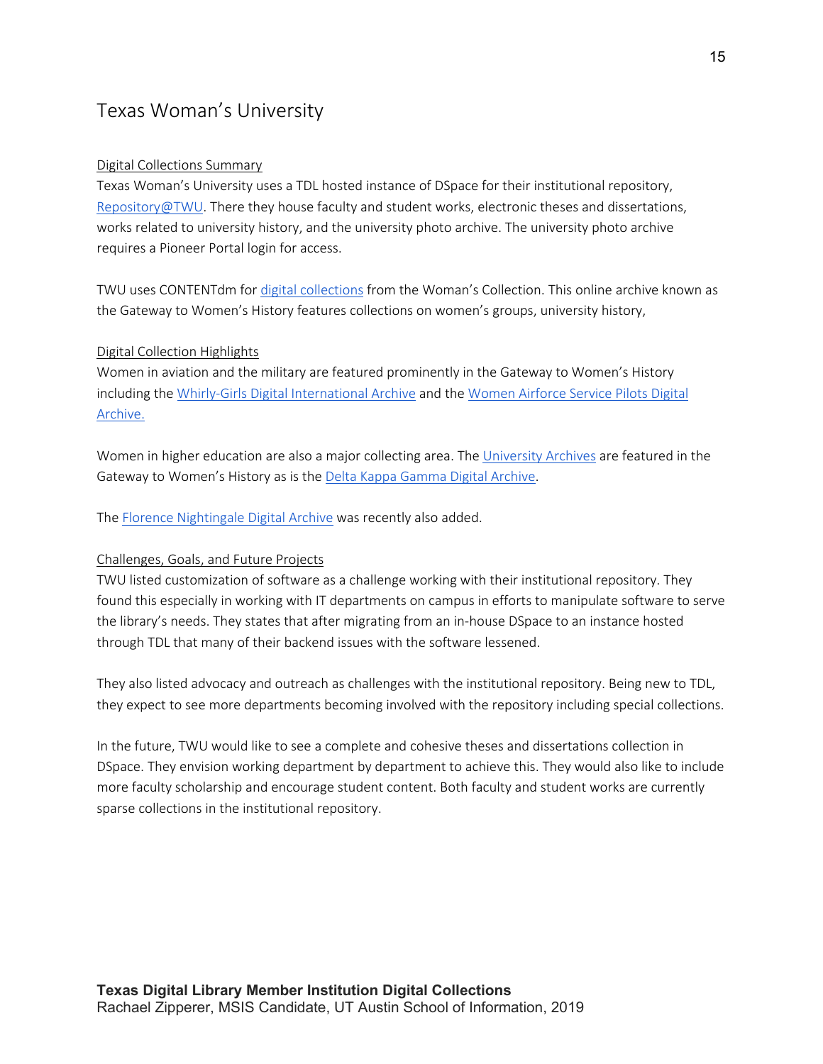## Texas Woman's University

Digital Collections Summary

Texas Woman's University uses a TDL hosted instance of DSpace for their institutional repository, Repository@TWU. There they house faculty and student works, electronic theses and dissertations, works related to university history, and the university photo archive. The university photo archive requires a Pioneer Portal login for access.

TWU uses CONTENTdm for digital collections from the Woman's Collection. This online archive known as the Gateway to Women's History features collections on women's groups, university history,

Digital Collection Highlights

Women in aviation and the military are featured prominently in the Gateway to Women's History including the Whirly-Girls Digital International Archive and the Women Airforce Service Pilots Digital Archive.

Women in higher education are also a major collecting area. The University Archives are featured in the Gateway to Women's History as is the Delta Kappa Gamma Digital Archive.

The Florence Nightingale Digital Archive was recently also added.

Challenges, Goals, and Future Projects

TWU listed customization of software as a challenge working with their institutional repository. They found this especially in working with IT departments on campus in efforts to manipulate software to serve the library's needs. They states that after migrating from an in-house DSpace to an instance hosted through TDL that many of their backend issues with the software lessened.

They also listed advocacy and outreach as challenges with the institutional repository. Being new to TDL, they expect to see more departments becoming involved with the repository including special collections.

In the future, TWU would like to see a complete and cohesive theses and dissertations collection in DSpace. They envision working department by department to achieve this. They would also like to include more faculty scholarship and encourage student content. Both faculty and student works are currently sparse collections in the institutional repository.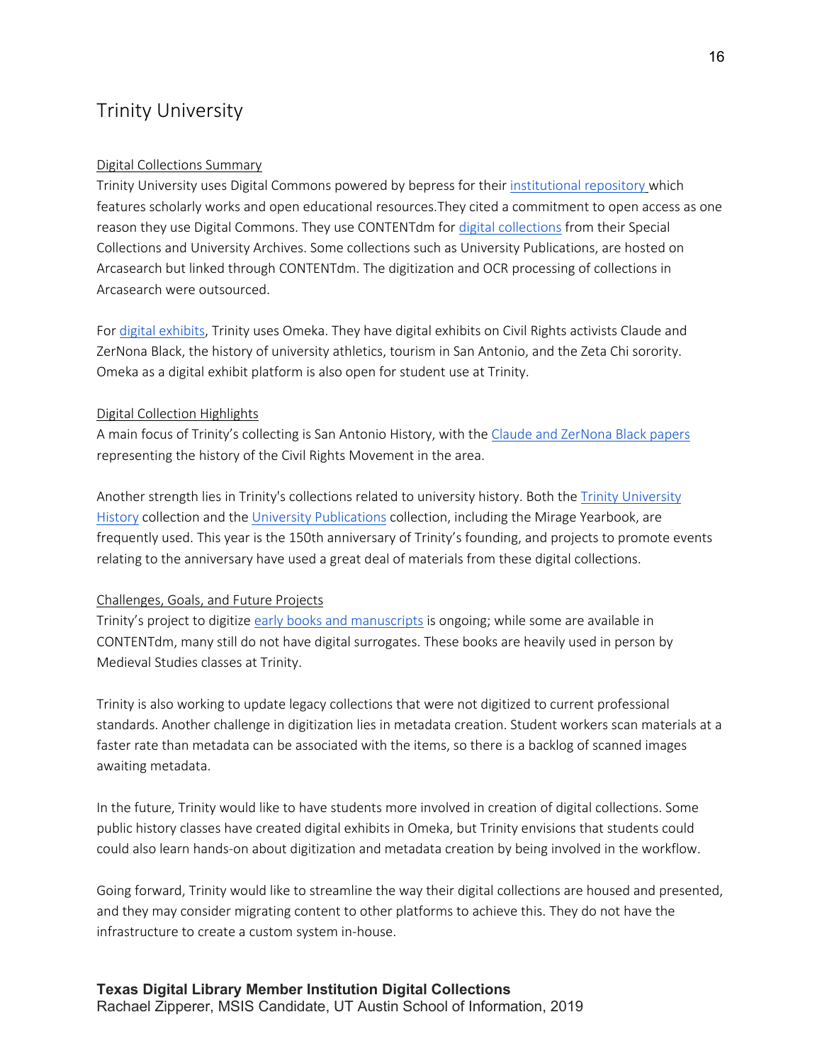# Trinity University

## Digital Collections Summary

Trinity University uses Digital Commons powered by bepress for their institutional repository which features scholarly works and open educational resources.They cited a commitment to open access as one reason they use Digital Commons. They use CONTENTdm for digital collections from their Special Collections and University Archives. Some collections such as University Publications, are hosted on Arcasearch but linked through CONTENTdm. The digitization and OCR processing of collections in Arcasearch were outsourced.

For digital exhibits, Trinity uses Omeka. They have digital exhibits on Civil Rights activists Claude and ZerNona Black, the history of university athletics, tourism in San Antonio, and the Zeta Chi sorority. Omeka as a digital exhibit platform is also open for student use at Trinity.

## Digital Collection Highlights

A main focus of Trinity's collecting is San Antonio History, with the Claude and ZerNona Black papers representing the history of the Civil Rights Movement in the area.

Another strength lies in Trinity's collections related to university history. Both the Trinity University History collection and the University Publications collection, including the Mirage Yearbook, are frequently used. This year is the 150th anniversary of Trinity's founding, and projects to promote events relating to the anniversary have used a great deal of materials from these digital collections.

## Challenges, Goals, and Future Projects

Trinity's project to digitize early books and manuscripts is ongoing; while some are available in CONTENTdm, many still do not have digital surrogates. These books are heavily used in person by Medieval Studies classes at Trinity.

Trinity is also working to update legacy collections that were not digitized to current professional standards. Another challenge in digitization lies in metadata creation. Student workers scan materials at a faster rate than metadata can be associated with the items, so there is a backlog of scanned images awaiting metadata.

In the future, Trinity would like to have students more involved in creation of digital collections. Some public history classes have created digital exhibits in Omeka, but Trinity envisions that students could could also learn hands-on about digitization and metadata creation by being involved in the workflow.

Going forward, Trinity would like to streamline the way their digital collections are housed and presented, and they may consider migrating content to other platforms to achieve this. They do not have the infrastructure to create a custom system in-house.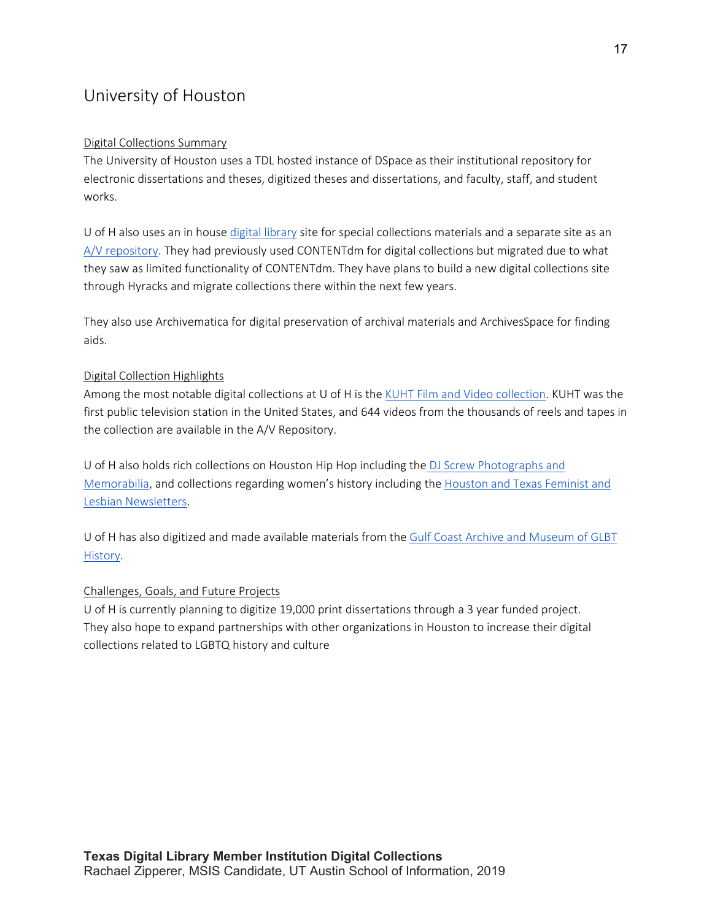# University of Houston

## Digital Collections Summary

The University of Houston uses a TDL hosted instance of DSpace as their institutional repository for electronic dissertations and theses, digitized theses and dissertations, and faculty, staff, and student works.

U of H also uses an in house digital library site for special collections materials and a separate site as an A/V repository. They had previously used CONTENTdm for digital collections but migrated due to what they saw as limited functionality of CONTENTdm. They have plans to build a new digital collections site through Hyracks and migrate collections there within the next few years.

They also use Archivematica for digital preservation of archival materials and ArchivesSpace for finding aids.

## Digital Collection Highlights

Among the most notable digital collections at U of H is the KUHT Film and Video collection. KUHT was the first public television station in the United States, and 644 videos from the thousands of reels and tapes in the collection are available in the A/V Repository.

U of H also holds rich collections on Houston Hip Hop including the DJ Screw Photographs and Memorabilia, and collections regarding women's history including the Houston and Texas Feminist and Lesbian Newsletters.

U of H has also digitized and made available materials from the Gulf Coast Archive and Museum of GLBT History.

## Challenges, Goals, and Future Projects

U of H is currently planning to digitize 19,000 print dissertations through a 3 year funded project. They also hope to expand partnerships with other organizations in Houston to increase their digital collections related to LGBTQ history and culture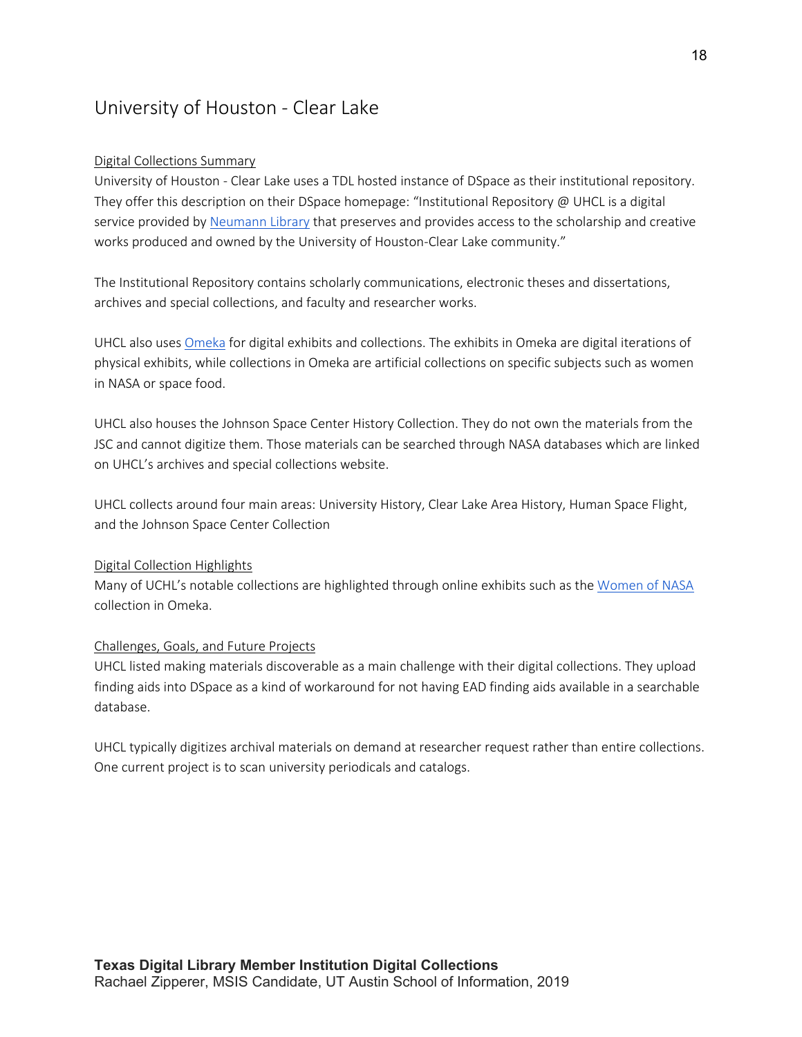## University of Houston - Clear Lake

Digital Collections Summary

University of Houston - Clear Lake uses a TDL hosted instance of DSpace as their institutional repository. They offer this description on their DSpace homepage: "Institutional Repository @ UHCL is a digital service provided by [Neumann Library](#) that preserves and provides access to the scholarship and creative works produced and owned by the University of Houston-Clear Lake community."

The Institutional Repository contains scholarly communications, electronic theses and dissertations, archives and special collections, and faculty and researcher works.

UHCL also uses [Omeka](#) for digital exhibits and collections. The exhibits in Omeka are digital iterations of physical exhibits, while collections in Omeka are artificial collections on specific subjects such as women in NASA or space food.

UHCL also houses the Johnson Space Center History Collection. They do not own the materials from the JSC and cannot digitize them. Those materials can be searched through NASA databases which are linked on UHCL's archives and special collections website.

UHCL collects around four main areas: University History, Clear Lake Area History, Human Space Flight, and the Johnson Space Center Collection

Digital Collection Highlights

Many of UCHL's notable collections are highlighted through online exhibits such as the [Women of NASA](#) collection in Omeka.

Challenges, Goals, and Future Projects

UHCL listed making materials discoverable as a main challenge with their digital collections. They upload finding aids into DSpace as a kind of workaround for not having EAD finding aids available in a searchable database.

UHCL typically digitizes archival materials on demand at researcher request rather than entire collections. One current project is to scan university periodicals and catalogs.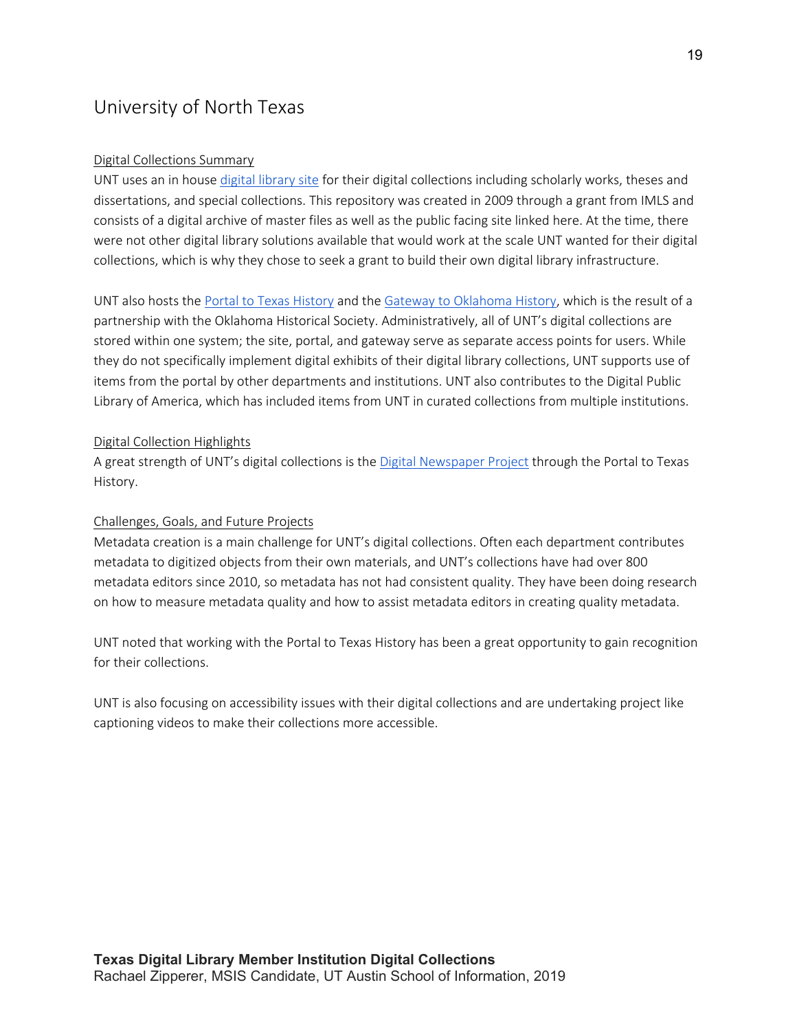## University of North Texas

### Digital Collections Summary

UNT uses an in house digital library site for their digital collections including scholarly works, theses and dissertations, and special collections. This repository was created in 2009 through a grant from IMLS and consists of a digital archive of master files as well as the public facing site linked here. At the time, there were not other digital library solutions available that would work at the scale UNT wanted for their digital collections, which is why they chose to seek a grant to build their own digital library infrastructure.

UNT also hosts the Portal to Texas History and the Gateway to Oklahoma History, which is the result of a partnership with the Oklahoma Historical Society. Administratively, all of UNT's digital collections are stored within one system; the site, portal, and gateway serve as separate access points for users. While they do not specifically implement digital exhibits of their digital library collections, UNT supports use of items from the portal by other departments and institutions. UNT also contributes to the Digital Public Library of America, which has included items from UNT in curated collections from multiple institutions.

### Digital Collection Highlights

A great strength of UNT's digital collections is the Digital Newspaper Project through the Portal to Texas History.

### Challenges, Goals, and Future Projects

Metadata creation is a main challenge for UNT's digital collections. Often each department contributes metadata to digitized objects from their own materials, and UNT's collections have had over 800 metadata editors since 2010, so metadata has not had consistent quality. They have been doing research on how to measure metadata quality and how to assist metadata editors in creating quality metadata.

UNT noted that working with the Portal to Texas History has been a great opportunity to gain recognition for their collections.

UNT is also focusing on accessibility issues with their digital collections and are undertaking project like captioning videos to make their collections more accessible.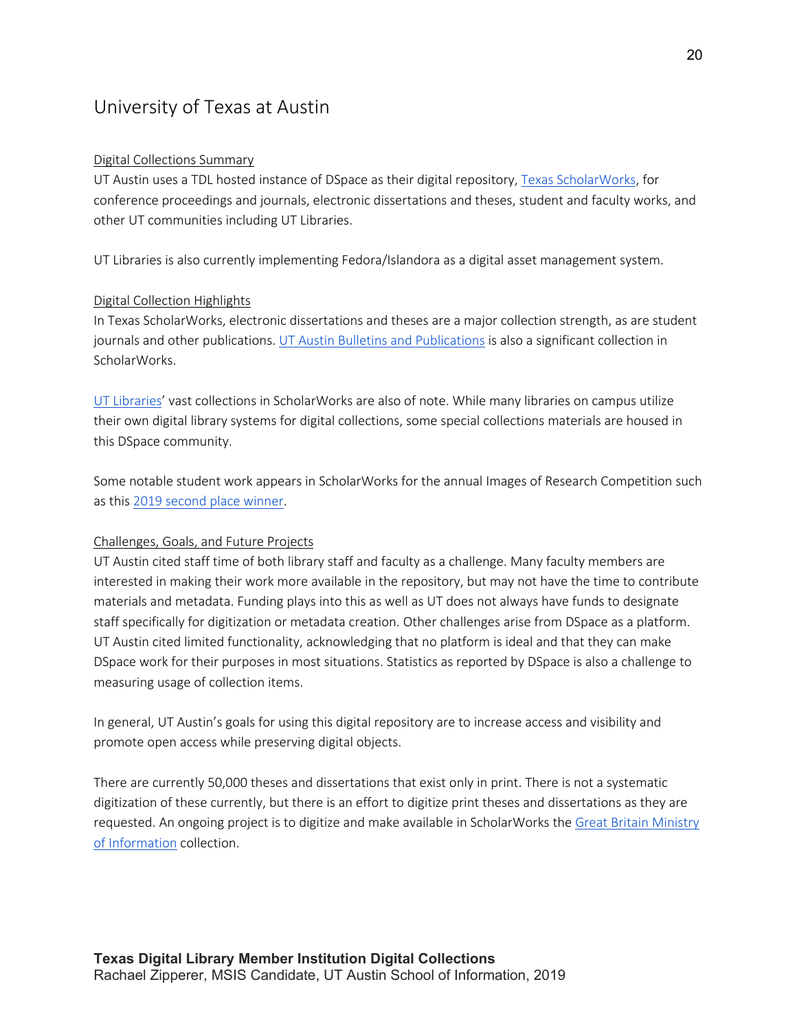## University of Texas at Austin

### Digital Collections Summary

UT Austin uses a TDL hosted instance of DSpace as their digital repository, Texas ScholarWorks, for conference proceedings and journals, electronic dissertations and theses, student and faculty works, and other UT communities including UT Libraries.

UT Libraries is also currently implementing Fedora/Islandora as a digital asset management system.

### Digital Collection Highlights

In Texas ScholarWorks, electronic dissertations and theses are a major collection strength, as are student journals and other publications. UT Austin Bulletins and Publications is also a significant collection in ScholarWorks.

UT Libraries' vast collections in ScholarWorks are also of note. While many libraries on campus utilize their own digital library systems for digital collections, some special collections materials are housed in this DSpace community.

Some notable student work appears in ScholarWorks for the annual Images of Research Competition such as this 2019 second place winner.

### Challenges, Goals, and Future Projects

UT Austin cited staff time of both library staff and faculty as a challenge. Many faculty members are interested in making their work more available in the repository, but may not have the time to contribute materials and metadata. Funding plays into this as well as UT does not always have funds to designate staff specifically for digitization or metadata creation. Other challenges arise from DSpace as a platform. UT Austin cited limited functionality, acknowledging that no platform is ideal and that they can make DSpace work for their purposes in most situations. Statistics as reported by DSpace is also a challenge to measuring usage of collection items.

In general, UT Austin's goals for using this digital repository are to increase access and visibility and promote open access while preserving digital objects.

There are currently 50,000 theses and dissertations that exist only in print. There is not a systematic digitization of these currently, but there is an effort to digitize print theses and dissertations as they are requested. An ongoing project is to digitize and make available in ScholarWorks the Great Britain Ministry of Information collection.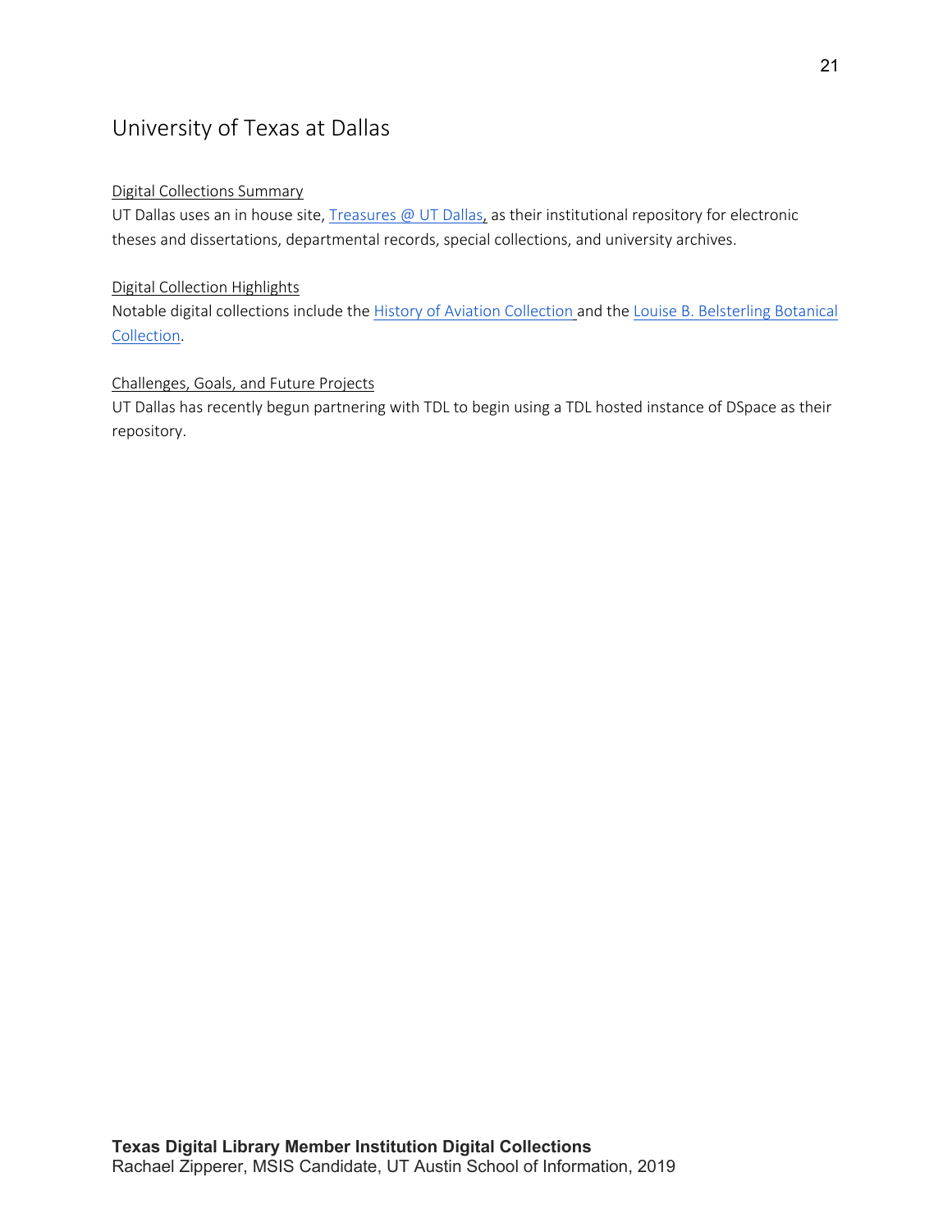## University of Texas at Dallas

Digital Collections Summary

UT Dallas uses an in house site, Treasures @ UT Dallas, as their institutional repository for electronic theses and dissertations, departmental records, special collections, and university archives.

Digital Collection Highlights

Notable digital collections include the History of Aviation Collection and the Louise B. Belsterling Botanical Collection.

Challenges, Goals, and Future Projects

UT Dallas has recently begun partnering with TDL to begin using a TDL hosted instance of DSpace as their repository.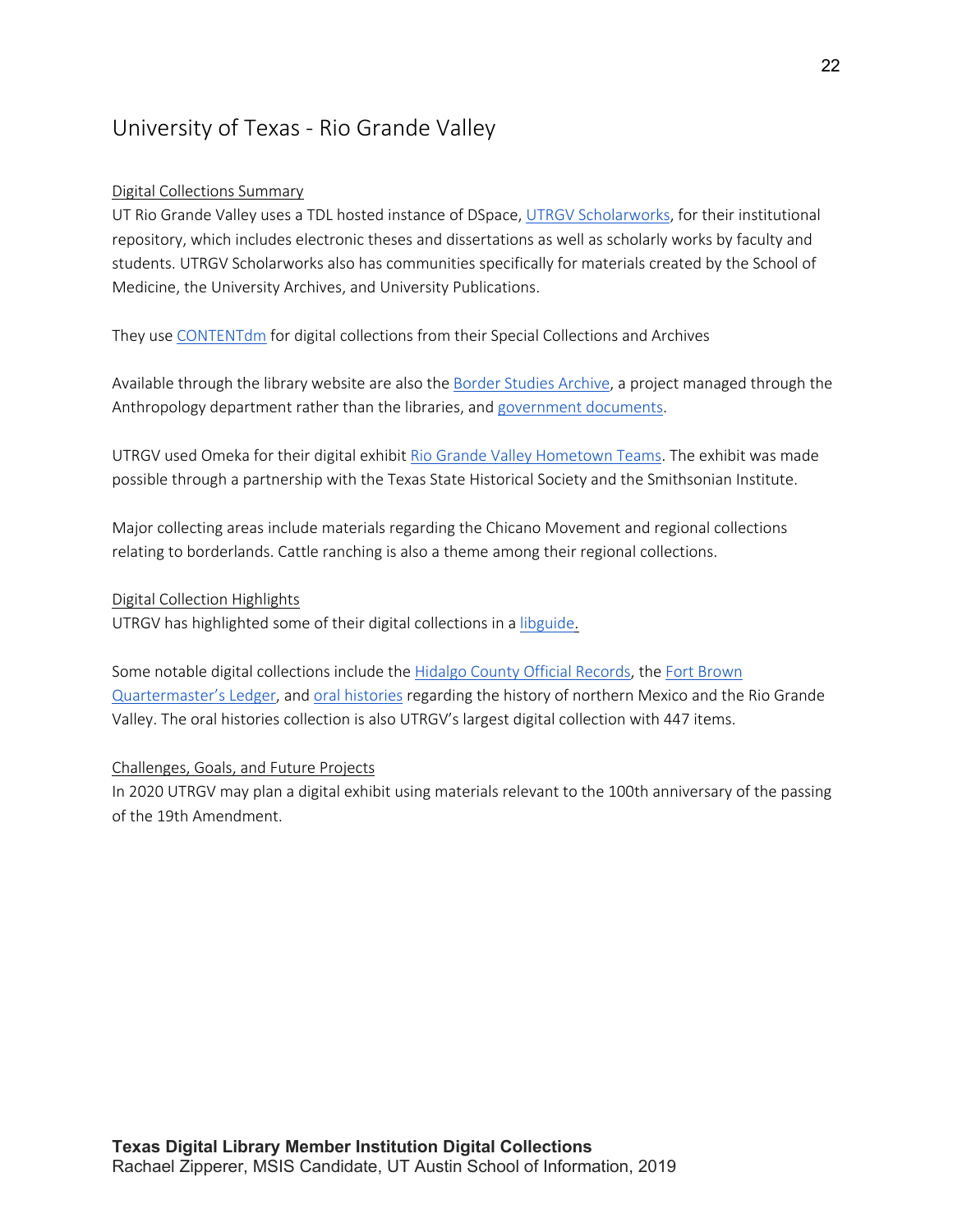# University of Texas - Rio Grande Valley

Digital Collections Summary

UT Rio Grande Valley uses a TDL hosted instance of DSpace, UTRGV Scholarworks, for their institutional repository, which includes electronic theses and dissertations as well as scholarly works by faculty and students. UTRGV Scholarworks also has communities specifically for materials created by the School of Medicine, the University Archives, and University Publications.

They use CONTENTdm for digital collections from their Special Collections and Archives

Available through the library website are also the Border Studies Archive, a project managed through the Anthropology department rather than the libraries, and government documents.

UTRGV used Omeka for their digital exhibit Rio Grande Valley Hometown Teams. The exhibit was made possible through a partnership with the Texas State Historical Society and the Smithsonian Institute.

Major collecting areas include materials regarding the Chicano Movement and regional collections relating to borderlands. Cattle ranching is also a theme among their regional collections.

Digital Collection Highlights

UTRGV has highlighted some of their digital collections in a libguide.

Some notable digital collections include the Hidalgo County Official Records, the Fort Brown Quartermaster's Ledger, and oral histories regarding the history of northern Mexico and the Rio Grande Valley. The oral histories collection is also UTRGV's largest digital collection with 447 items.

Challenges, Goals, and Future Projects

In 2020 UTRGV may plan a digital exhibit using materials relevant to the 100th anniversary of the passing of the 19th Amendment.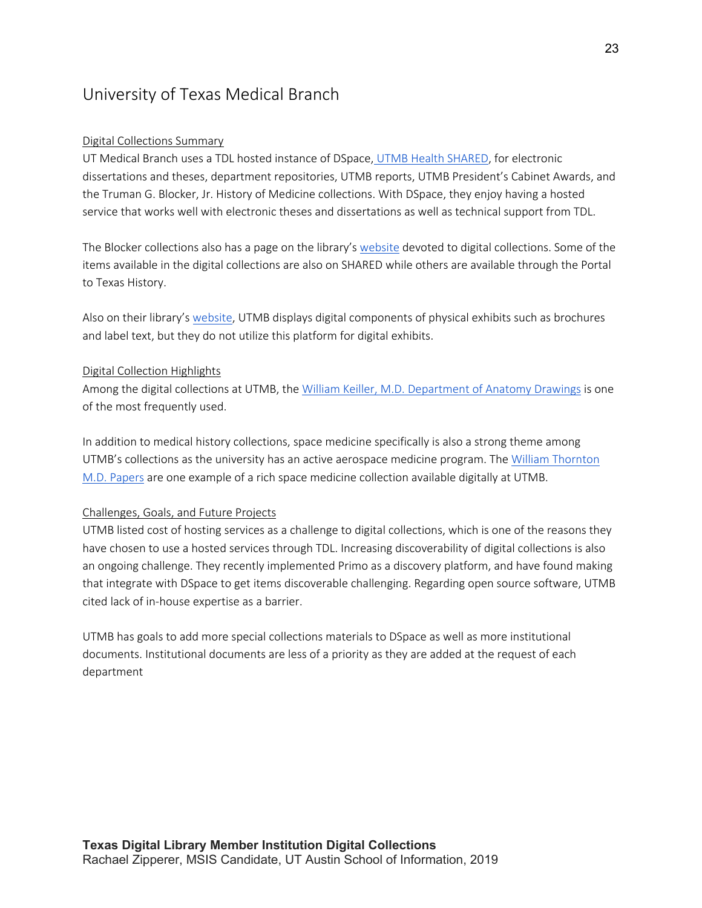## University of Texas Medical Branch

### Digital Collections Summary

UT Medical Branch uses a TDL hosted instance of DSpace, UTMB Health SHARED, for electronic dissertations and theses, department repositories, UTMB reports, UTMB President's Cabinet Awards, and the Truman G. Blocker, Jr. History of Medicine collections. With DSpace, they enjoy having a hosted service that works well with electronic theses and dissertations as well as technical support from TDL.

The Blocker collections also has a page on the library's website devoted to digital collections. Some of the items available in the digital collections are also on SHARED while others are available through the Portal to Texas History.

Also on their library's website, UTMB displays digital components of physical exhibits such as brochures and label text, but they do not utilize this platform for digital exhibits.

### Digital Collection Highlights

Among the digital collections at UTMB, the William Keiller, M.D. Department of Anatomy Drawings is one of the most frequently used.

In addition to medical history collections, space medicine specifically is also a strong theme among UTMB's collections as the university has an active aerospace medicine program. The William Thornton M.D. Papers are one example of a rich space medicine collection available digitally at UTMB.

### Challenges, Goals, and Future Projects

UTMB listed cost of hosting services as a challenge to digital collections, which is one of the reasons they have chosen to use a hosted services through TDL. Increasing discoverability of digital collections is also an ongoing challenge. They recently implemented Primo as a discovery platform, and have found making that integrate with DSpace to get items discoverable challenging. Regarding open source software, UTMB cited lack of in-house expertise as a barrier.

UTMB has goals to add more special collections materials to DSpace as well as more institutional documents. Institutional documents are less of a priority as they are added at the request of each department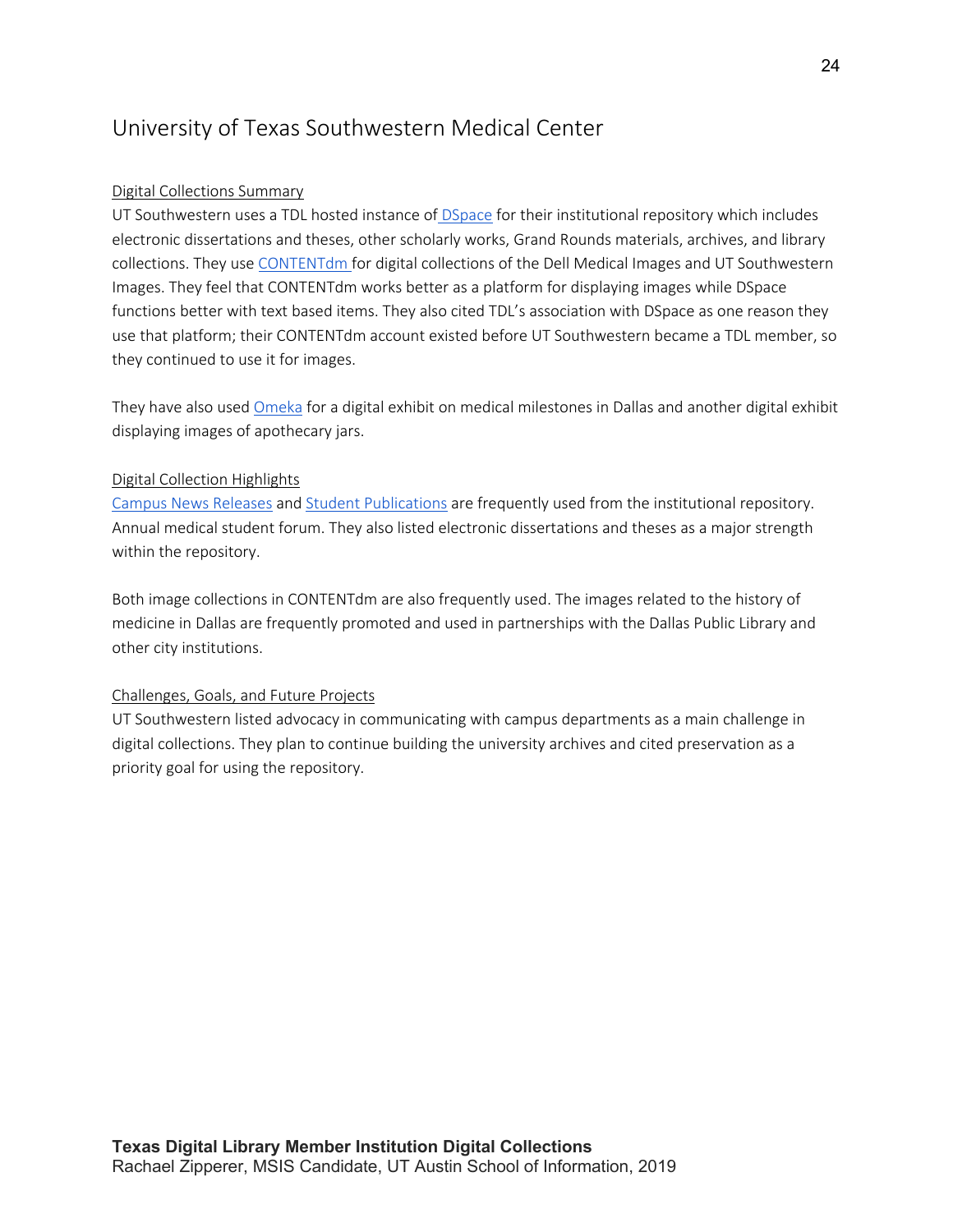## University of Texas Southwestern Medical Center

### Digital Collections Summary

UT Southwestern uses a TDL hosted instance of DSpace for their institutional repository which includes electronic dissertations and theses, other scholarly works, Grand Rounds materials, archives, and library collections. They use CONTENTdm for digital collections of the Dell Medical Images and UT Southwestern Images. They feel that CONTENTdm works better as a platform for displaying images while DSpace functions better with text based items. They also cited TDL's association with DSpace as one reason they use that platform; their CONTENTdm account existed before UT Southwestern became a TDL member, so they continued to use it for images.

They have also used Omeka for a digital exhibit on medical milestones in Dallas and another digital exhibit displaying images of apothecary jars.

### Digital Collection Highlights

Campus News Releases and Student Publications are frequently used from the institutional repository. Annual medical student forum. They also listed electronic dissertations and theses as a major strength within the repository.

Both image collections in CONTENTdm are also frequently used. The images related to the history of medicine in Dallas are frequently promoted and used in partnerships with the Dallas Public Library and other city institutions.

### Challenges, Goals, and Future Projects

UT Southwestern listed advocacy in communicating with campus departments as a main challenge in digital collections. They plan to continue building the university archives and cited preservation as a priority goal for using the repository.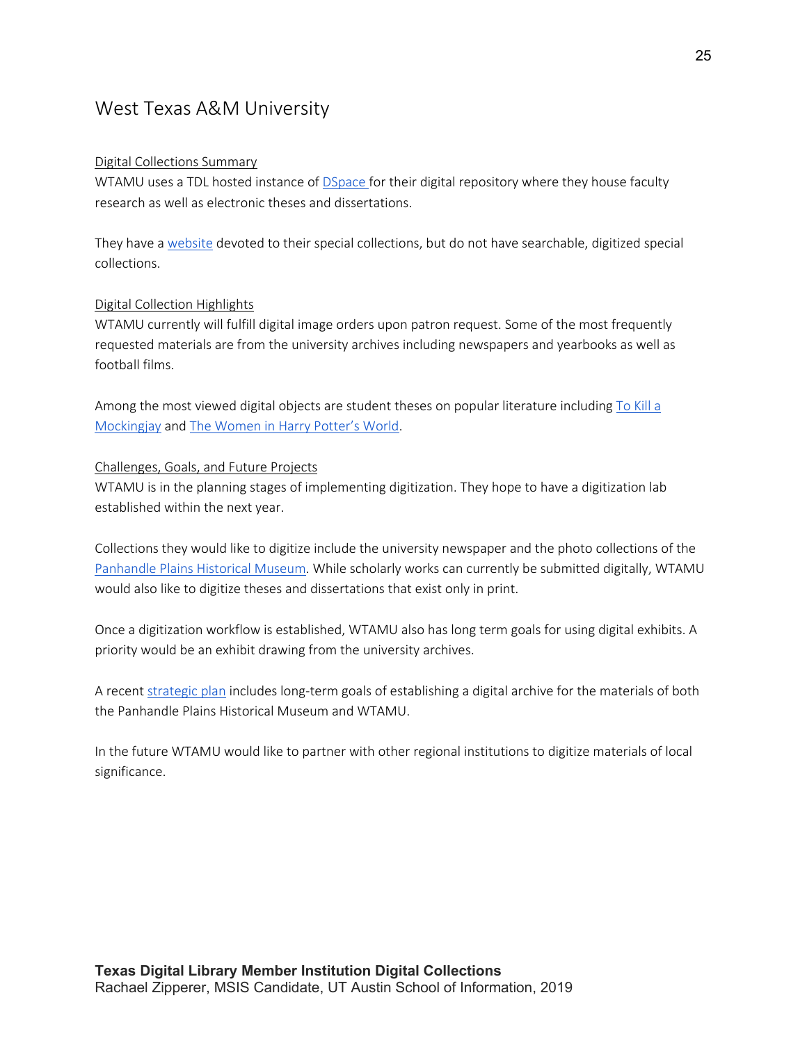## West Texas A&M University

Digital Collections Summary

WTAMU uses a TDL hosted instance of DSpace for their digital repository where they house faculty research as well as electronic theses and dissertations.

They have a website devoted to their special collections, but do not have searchable, digitized special collections.

Digital Collection Highlights

WTAMU currently will fulfill digital image orders upon patron request. Some of the most frequently requested materials are from the university archives including newspapers and yearbooks as well as football films.

Among the most viewed digital objects are student theses on popular literature including To Kill a Mockingjay and The Women in Harry Potter's World.

Challenges, Goals, and Future Projects

WTAMU is in the planning stages of implementing digitization. They hope to have a digitization lab established within the next year.

Collections they would like to digitize include the university newspaper and the photo collections of the Panhandle Plains Historical Museum. While scholarly works can currently be submitted digitally, WTAMU would also like to digitize theses and dissertations that exist only in print.

Once a digitization workflow is established, WTAMU also has long term goals for using digital exhibits. A priority would be an exhibit drawing from the university archives.

A recent strategic plan includes long-term goals of establishing a digital archive for the materials of both the Panhandle Plains Historical Museum and WTAMU.

In the future WTAMU would like to partner with other regional institutions to digitize materials of local significance.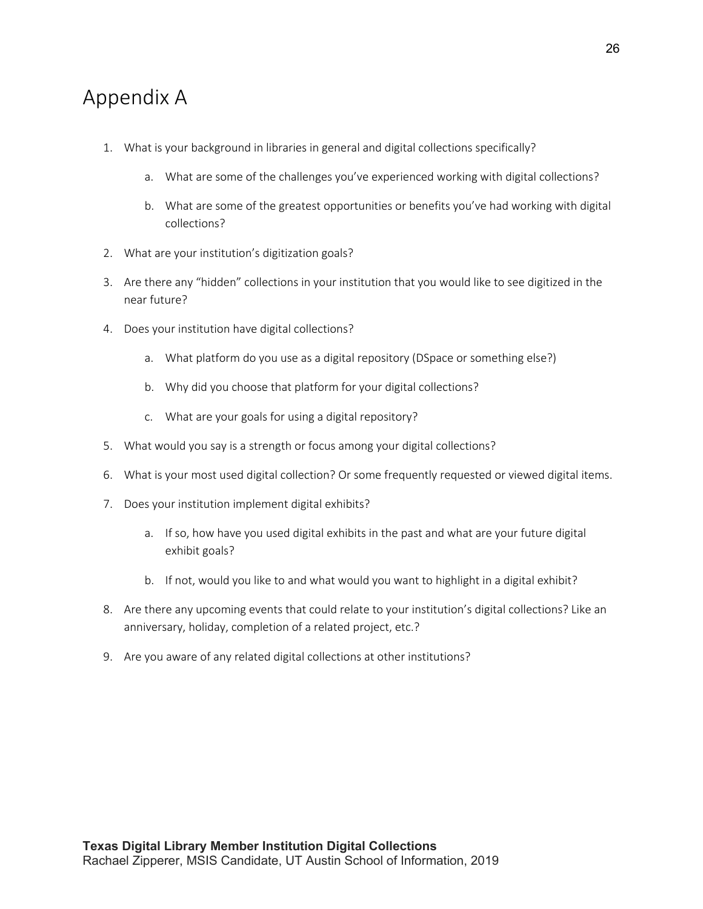# Appendix A

1. What is your background in libraries in general and digital collections specifically?
    a. What are some of the challenges you've experienced working with digital collections?
    b. What are some of the greatest opportunities or benefits you've had working with digital collections?
2. What are your institution's digitization goals?
3. Are there any "hidden" collections in your institution that you would like to see digitized in the near future?
4. Does your institution have digital collections?
    a. What platform do you use as a digital repository (DSpace or something else?)
    b. Why did you choose that platform for your digital collections?
    c. What are your goals for using a digital repository?
5. What would you say is a strength or focus among your digital collections?
6. What is your most used digital collection? Or some frequently requested or viewed digital items.
7. Does your institution implement digital exhibits?
    a. If so, how have you used digital exhibits in the past and what are your future digital exhibit goals?
    b. If not, would you like to and what would you want to highlight in a digital exhibit?
8. Are there any upcoming events that could relate to your institution's digital collections? Like an anniversary, holiday, completion of a related project, etc.?
9. Are you aware of any related digital collections at other institutions?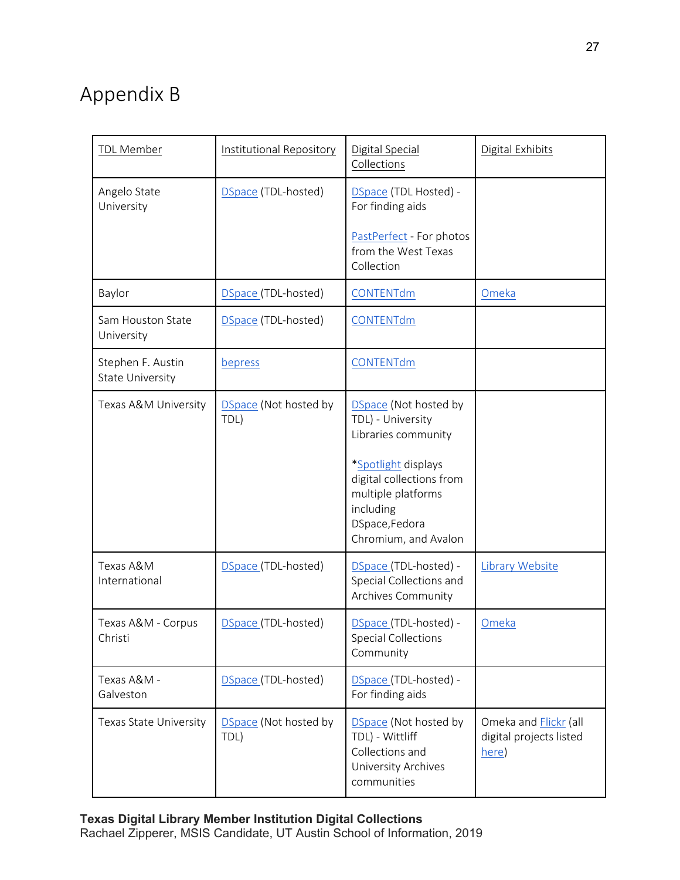# Appendix B

| TDL Member | Institutional Repository | Digital Special Collections | Digital Exhibits |
|---|---|---|---|
| Angelo State University | DSpace (TDL-hosted) | DSpace (TDL Hosted) - For finding aids<br><br>PastPerfect - For photos from the West Texas Collection | |
| Baylor | DSpace (TDL-hosted) | CONTENTdm | Omeka |
| Sam Houston State University | DSpace (TDL-hosted) | CONTENTdm | |
| Stephen F. Austin State University | bepress | CONTENTdm | |
| Texas A&M University | DSpace (Not hosted by TDL) | DSpace (Not hosted by TDL) - University Libraries community<br><br>*Spotlight displays digital collections from multiple platforms including DSpace,Fedora Chromium, and Avalon | |
| Texas A&M International | DSpace (TDL-hosted) | DSpace (TDL-hosted) - Special Collections and Archives Community | Library Website |
| Texas A&M - Corpus Christi | DSpace (TDL-hosted) | DSpace (TDL-hosted) - Special Collections Community | Omeka |
| Texas A&M - Galveston | DSpace (TDL-hosted) | DSpace (TDL-hosted) - For finding aids | |
| Texas State University | DSpace (Not hosted by TDL) | DSpace (Not hosted by TDL) - Wittliff Collections and University Archives communities | Omeka and Flickr (all digital projects listed here) |

**Texas Digital Library Member Institution Digital Collections**
Rachael Zipperer, MSIS Candidate, UT Austin School of Information, 2019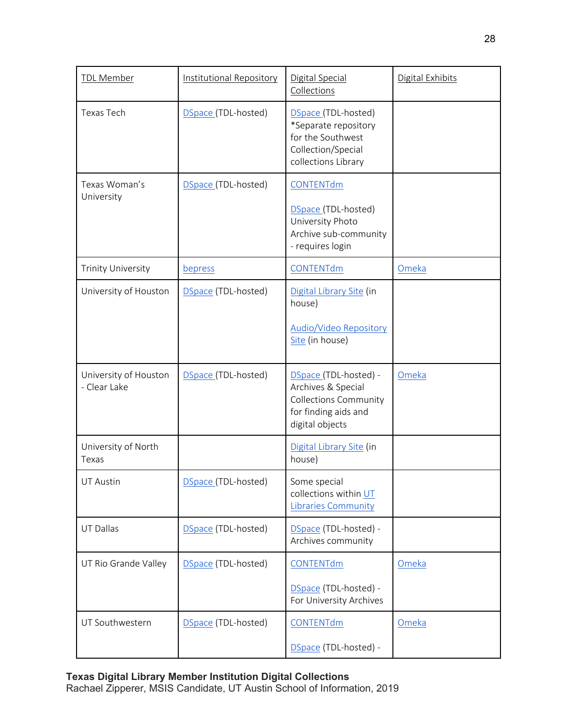| TDL Member | Institutional Repository | Digital Special Collections | Digital Exhibits |
|---|---|---|---|
| Texas Tech | DSpace (TDL-hosted) | DSpace (TDL-hosted) *Separate repository for the Southwest Collection/Special collections Library | |
| Texas Woman's University | DSpace (TDL-hosted) | CONTENTdm<br><br>DSpace (TDL-hosted) University Photo Archive sub-community - requires login | |
| Trinity University | bepress | CONTENTdm | Omeka |
| University of Houston | DSpace (TDL-hosted) | Digital Library Site (in house)<br><br>Audio/Video Repository Site (in house) | |
| University of Houston - Clear Lake | DSpace (TDL-hosted) | DSpace (TDL-hosted) - Archives & Special Collections Community for finding aids and digital objects | Omeka |
| University of North Texas | | Digital Library Site (in house) | |
| UT Austin | DSpace (TDL-hosted) | Some special collections within UT Libraries Community | |
| UT Dallas | DSpace (TDL-hosted) | DSpace (TDL-hosted) - Archives community | |
| UT Rio Grande Valley | DSpace (TDL-hosted) | CONTENTdm<br><br>DSpace (TDL-hosted) - For University Archives | Omeka |
| UT Southwestern | DSpace (TDL-hosted) | CONTENTdm<br><br>DSpace (TDL-hosted) - | Omeka |

**Texas Digital Library Member Institution Digital Collections**
Rachael Zipperer, MSIS Candidate, UT Austin School of Information, 2019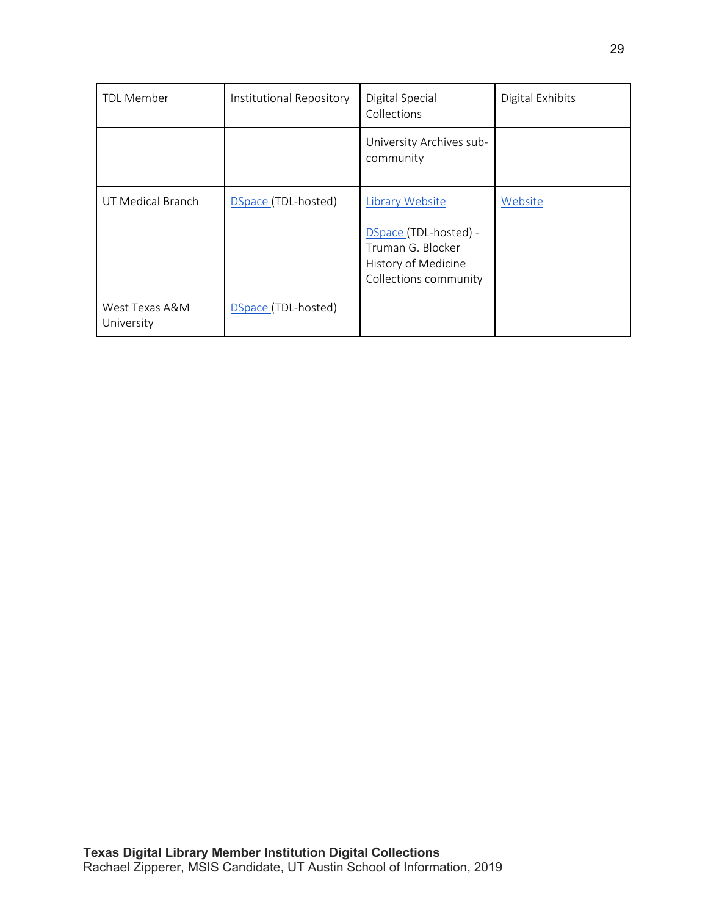| TDL Member | Institutional Repository | Digital Special Collections | Digital Exhibits |
|---|---|---|---|
| | | University Archives sub-community | |
| UT Medical Branch | DSpace (TDL-hosted) | Library Website<br><br>DSpace (TDL-hosted) - Truman G. Blocker History of Medicine Collections community | Website |
| West Texas A&M University | DSpace (TDL-hosted) | | |